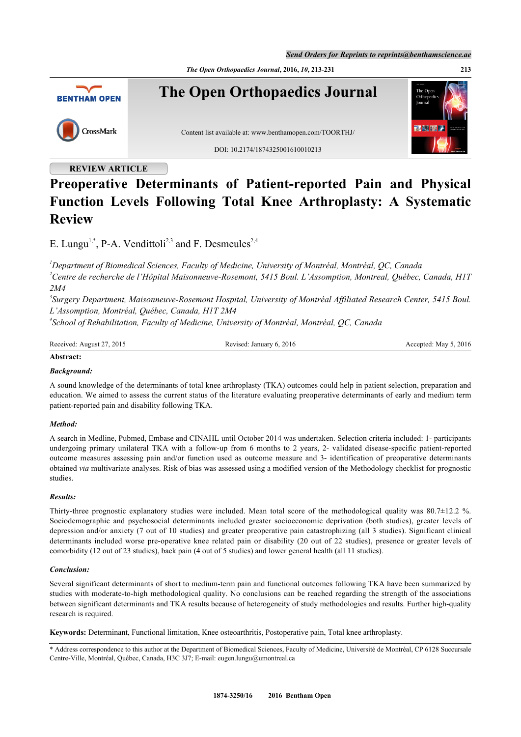REVIEW ARTICLE

# Preoperative Determinants of Patient-reported Pain and Physical Function Levels Following Total Knee Arthroplasty: A Systematic Review

E. Lungu[1,*], P-A. Vendittoli[2,3] and F. Desmeules[2,4]

[1]Department of Biomedical Sciences, Faculty of Medicine, University of Montréal, Montréal, QC, Canada
[2]Centre de recherche de l'Hôpital Maisonneuve-Rosemont, 5415 Boul. L'Assomption, Montreal, Québec, Canada, H1T 2M4
[3]Surgery Department, Maisonneuve-Rosemont Hospital, University of Montréal Affiliated Research Center, 5415 Boul. L'Assomption, Montréal, Québec, Canada, H1T 2M4
[4]School of Rehabilitation, Faculty of Medicine, University of Montréal, Montréal, QC, Canada

Received: August 27, 2015 | Revised: January 6, 2016 | Accepted: May 5, 2016

**Abstract:**

***Background:***

A sound knowledge of the determinants of total knee arthroplasty (TKA) outcomes could help in patient selection, preparation and education. We aimed to assess the current status of the literature evaluating preoperative determinants of early and medium term patient-reported pain and disability following TKA.

***Method:***

A search in Medline, Pubmed, Embase and CINAHL until October 2014 was undertaken. Selection criteria included: 1- participants undergoing primary unilateral TKA with a follow-up from 6 months to 2 years, 2- validated disease-specific patient-reported outcome measures assessing pain and/or function used as outcome measure and 3- identification of preoperative determinants obtained *via* multivariate analyses. Risk of bias was assessed using a modified version of the Methodology checklist for prognostic studies.

***Results:***

Thirty-three prognostic explanatory studies were included. Mean total score of the methodological quality was 80.7±12.2 %. Sociodemographic and psychosocial determinants included greater socioeconomic deprivation (both studies), greater levels of depression and/or anxiety (7 out of 10 studies) and greater preoperative pain catastrophizing (all 3 studies). Significant clinical determinants included worse pre-operative knee related pain or disability (20 out of 22 studies), presence or greater levels of comorbidity (12 out of 23 studies), back pain (4 out of 5 studies) and lower general health (all 11 studies).

***Conclusion:***

Several significant determinants of short to medium-term pain and functional outcomes following TKA have been summarized by studies with moderate-to-high methodological quality. No conclusions can be reached regarding the strength of the associations between significant determinants and TKA results because of heterogeneity of study methodologies and results. Further high-quality research is required.

**Keywords:** Determinant, Functional limitation, Knee osteoarthritis, Postoperative pain, Total knee arthroplasty.

* Address correspondence to this author at the Department of Biomedical Sciences, Faculty of Medicine, Université de Montréal, CP 6128 Succursale Centre-Ville, Montréal, Québec, Canada, H3C 3J7; E-mail: eugen.lungu@umontreal.ca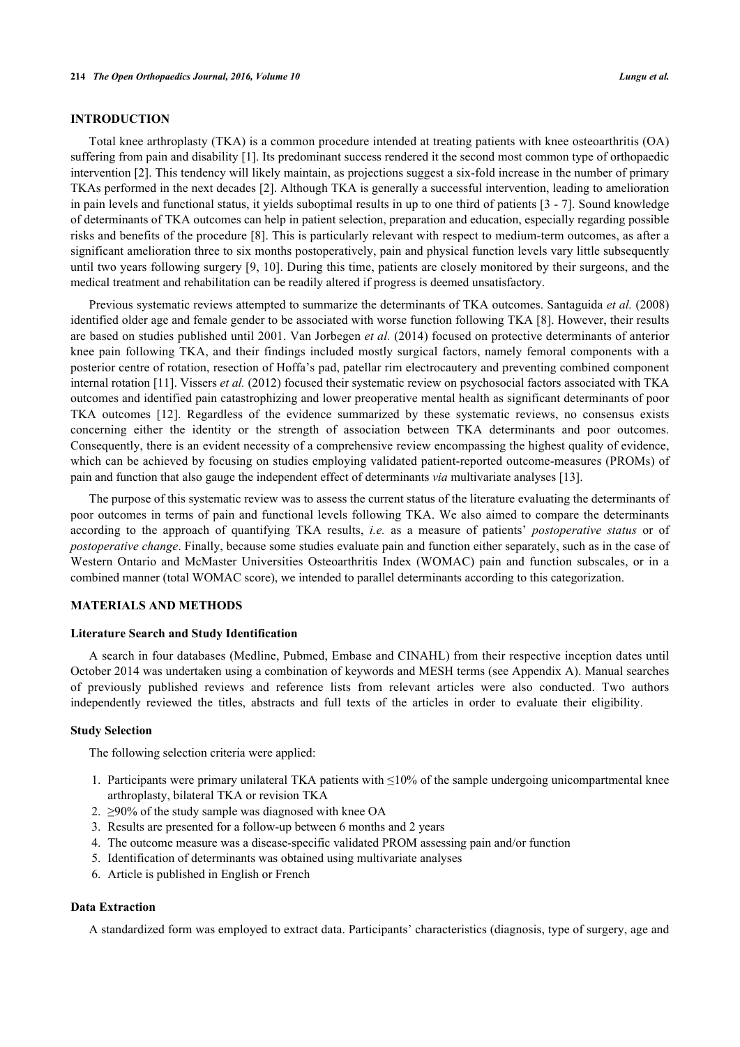## INTRODUCTION

Total knee arthroplasty (TKA) is a common procedure intended at treating patients with knee osteoarthritis (OA) suffering from pain and disability [1]. Its predominant success rendered it the second most common type of orthopaedic intervention [2]. This tendency will likely maintain, as projections suggest a six-fold increase in the number of primary TKAs performed in the next decades [2]. Although TKA is generally a successful intervention, leading to amelioration in pain levels and functional status, it yields suboptimal results in up to one third of patients [3 - 7]. Sound knowledge of determinants of TKA outcomes can help in patient selection, preparation and education, especially regarding possible risks and benefits of the procedure [8]. This is particularly relevant with respect to medium-term outcomes, as after a significant amelioration three to six months postoperatively, pain and physical function levels vary little subsequently until two years following surgery [9, 10]. During this time, patients are closely monitored by their surgeons, and the medical treatment and rehabilitation can be readily altered if progress is deemed unsatisfactory.

Previous systematic reviews attempted to summarize the determinants of TKA outcomes. Santaguida *et al.* (2008) identified older age and female gender to be associated with worse function following TKA [8]. However, their results are based on studies published until 2001. Van Jorbegen *et al.* (2014) focused on protective determinants of anterior knee pain following TKA, and their findings included mostly surgical factors, namely femoral components with a posterior centre of rotation, resection of Hoffa's pad, patellar rim electrocautery and preventing combined component internal rotation [11]. Vissers *et al.* (2012) focused their systematic review on psychosocial factors associated with TKA outcomes and identified pain catastrophizing and lower preoperative mental health as significant determinants of poor TKA outcomes [12]. Regardless of the evidence summarized by these systematic reviews, no consensus exists concerning either the identity or the strength of association between TKA determinants and poor outcomes. Consequently, there is an evident necessity of a comprehensive review encompassing the highest quality of evidence, which can be achieved by focusing on studies employing validated patient-reported outcome-measures (PROMs) of pain and function that also gauge the independent effect of determinants *via* multivariate analyses [13].

The purpose of this systematic review was to assess the current status of the literature evaluating the determinants of poor outcomes in terms of pain and functional levels following TKA. We also aimed to compare the determinants according to the approach of quantifying TKA results, *i.e.* as a measure of patients' *postoperative status* or of *postoperative change*. Finally, because some studies evaluate pain and function either separately, such as in the case of Western Ontario and McMaster Universities Osteoarthritis Index (WOMAC) pain and function subscales, or in a combined manner (total WOMAC score), we intended to parallel determinants according to this categorization.

## MATERIALS AND METHODS

### Literature Search and Study Identification

A search in four databases (Medline, Pubmed, Embase and CINAHL) from their respective inception dates until October 2014 was undertaken using a combination of keywords and MESH terms (see Appendix A). Manual searches of previously published reviews and reference lists from relevant articles were also conducted. Two authors independently reviewed the titles, abstracts and full texts of the articles in order to evaluate their eligibility.

### Study Selection

The following selection criteria were applied:

1. Participants were primary unilateral TKA patients with ≤10% of the sample undergoing unicompartmental knee arthroplasty, bilateral TKA or revision TKA
2. ≥90% of the study sample was diagnosed with knee OA
3. Results are presented for a follow-up between 6 months and 2 years
4. The outcome measure was a disease-specific validated PROM assessing pain and/or function
5. Identification of determinants was obtained using multivariate analyses
6. Article is published in English or French

### Data Extraction

A standardized form was employed to extract data. Participants' characteristics (diagnosis, type of surgery, age and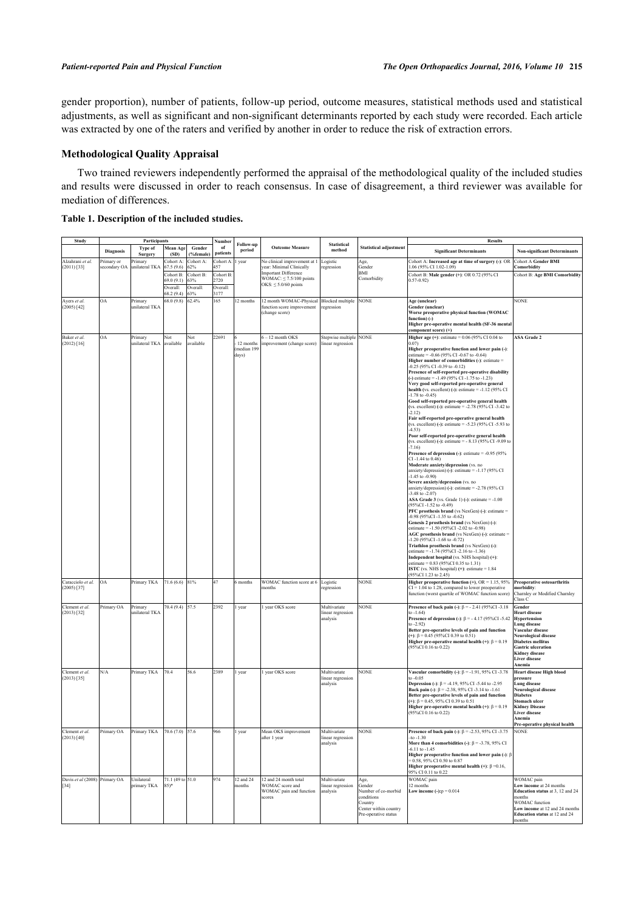gender proportion), number of patients, follow-up period, outcome measures, statistical methods used and statistical adjustments, as well as significant and non-significant determinants reported by each study were recorded. Each article was extracted by one of the raters and verified by another in order to reduce the risk of extraction errors.

## Methodological Quality Appraisal

Two trained reviewers independently performed the appraisal of the methodological quality of the included studies and results were discussed in order to reach consensus. In case of disagreement, a third reviewer was available for mediation of differences.

**Table 1. Description of the included studies.**

| Study | Participants | | | | Number of patients | Follow-up period | Outcome Measure | Statistical method | Statistical adjustment | Results | |
|---|---|---|---|---|---|---|---|---|---|---|---|
| | Diagnosis | Type of Surgery | Mean Age (SD) | Gender (%female) | | | | | | Significant Determinants | Non-significant Determinants |
| Alzahrani *et al.* (2011) [33] | Primary or secondary OA | Primary unilateral TKA | Cohort A: 67.5 (9.6)<br>Cohort B: 69.0 (9.1)<br>Overall: 68.2 (9.4) | Cohort A: 62%<br>Cohort B: 63%<br>Overall: 63% | Cohort A: 457<br>Cohort B: 2720<br>Overall: 3177 | 1 year | No clinical improvement at 1 year: Minimal Clinically Important Difference WOMAC: ≤ 7.5/100 points OKS: ≤ 5.0/60 points | Logistic regression | Age, Gender BMI Comorbidity | Cohort A: **Increased age at time of surgery (-)**: OR 1.06 (95% CI 1.02-1.09)<br>Cohort B: **Male gender (+)**: OR 0.72 (95% CI 0.57-0.92) | Cohort A **Gender BMI Comorbidity**<br>Cohort B: **Age BMI Comorbidity** |
| Ayers *et al.* (2005) [42] | OA | Primary unilateral TKA | 68.0 (9.8) | 62.4% | 165 | 12 months | 12 month WOMAC-Physical function score improvement (change score) | Blocked multiple regression | NONE | **Age (unclear)**<br>**Gender (unclear)**<br>**Worse preoperative physical function (WOMAC function) (-)**<br>**Higher pre-operative mental health (SF-36 mental component score) (+)** | NONE |
| Baker *et al.* (2012) [16] | OA | Primary unilateral TKA | Not available | Not available | 22691 | 6 - 12 months (median 199 days) | 6 – 12 month OKS improvement (change score) | Stepwise multiple linear regression | NONE | **Higher age (+)**: estimate = 0.06 (95% CI 0.04 to 0.07)<br>**Higher preoperative function and lower pain (-)**: estimate = -0.66 (95% CI -0.67 to -0.64)<br>**Higher number of comorbidities (-)**: estimate = -0.25 (95% CI -0.39 to -0.12)<br>**Presence of self-reported pre-operative disability (-)** estimate = -1.49 (95% CI -1.75 to -1.23)<br>**Very good self-reported pre-operative general health** (vs. excellent) **(-)**: estimate = -1.12 (95% CI -1.78 to -0.45)<br>**Good self-reported pre-operative general health** (vs. excellent) **(-)**: estimate = -2.78 (95% CI -3.42 to -2.12)<br>**Fair self-reported pre-operative general health** (vs. excellent) **(-)**: estimate = -5.23 (95% CI -5.93 to -4.53)<br>**Poor self-reported pre-operative general health** (vs. excellent) **(-)**: estimate = - 8.13 (95% CI -9.09 to -7.16)<br>**Presence of depression (-)**: estimate = -0.95 (95% CI -1.44 to 0.46)<br>**Moderate anxiety/depression** (vs. no anxiety/depression) **(-)**: estimate = -1.17 (95% CI -1.45 to -0.90)<br>**Severe anxiety/depression** (vs. no anxiety/depression) **(-)**: estimate = -2.78 (95% CI -3.48 to -2.07)<br>**ASA Grade 3** (vs. Grade 1) **(-)**: estimate = -1.00 (95%CI -1.52 to -0.49)<br>**PFC prosthesis brand** (vs NexGen) **(-)**: estimate = -0.98 (95%CI -1.35 to -0.62)<br>**Genesis 2 prosthesis brand** (vs NexGen) **(-)**: estimate = -1.50 (95%CI -2.02 to -0.98)<br>**AGC prosthesis brand** (vs NexGen) **(-)**: estimate = -1.20 (95%CI -1.68 to -0.72)<br>**Triathlon prosthesis brand** (vs NexGen) **(-)**: estimate = -1.74 (95%CI -2.16 to -1.36)<br>**Independent hospital** (vs. NHS hospital) **(+)**: estimate = 0.83 (95%CI 0.35 to 1.31)<br>**ISTC** (vs. NHS hospital) **(+)**: estimate = 1.84 (95%CI 1.23 to 2.45) | **ASA Grade 2** |
| Caracciolo *et al.* (2005) [37] | OA | Primary TKA | 71.6 (6.6) | 81% | 47 | 6 months | WOMAC function score at 6 months | Logistic regression | NONE | **Higher preoperative function (+)**, OR = 1.15, 95% CI = 1.04 to 1.28, compared to lower preoperative function (worst quartile of WOMAC function score) | **Preoperative osteoarthritis morbidity**: Charnley or Modified Charnley Class C |
| Clement *et al.* (2013) [32] | Primary OA | Primary unilateral TKA | 70.4 (9.4) | 57.5 | 2392 | 1 year | 1 year OKS score | Multivariate linear regression analysis | NONE | **Presence of back pain (-)**: β = - 2.41 (95%CI -3.18 to -1.64)<br>**Presence of depression (-)**: β = - 4.17 (95%CI -5.42 to -2.92)<br>**Better pre-operative levels of pain and function (+)**: β = 0.45 (95%CI 0.39 to 0.51)<br>**Higher pre-operative mental health (+)**: β = 0.19 (95%CI 0.16 to 0.22) | **Gender**<br>**Heart disease**<br>**Hypertension**<br>**Lung disease**<br>**Vascular disease**<br>**Neurological disease**<br>**Diabetes mellitus**<br>**Gastric ulceration**<br>**Kidney disease**<br>**Liver disease**<br>**Anemia** |
| Clement *et al.* (2013) [35] | N/A | Primary TKA | 70.4 | 56.6 | 2389 | 1 year | 1 year OKS score | Multivariate linear regression analysis | NONE | **Vascular comorbidity (-)**: β = -1.91, 95% CI -3.78 to -0.05<br>**Depression (-)**: β = -4.19, 95% CI -5.44 to -2.95<br>**Back pain (-)**: β = -2.38, 95% CI -3.14 to -1.61<br>**Better pre-operative levels of pain and function (+)**: β = 0.45, 95% CI 0.39 to 0.51<br>**Higher pre-operative mental health (+)**: β = 0.19 (95%CI 0.16 to 0.22) | **Heart disease High blood pressure**<br>**Lung disease**<br>**Neurological disease**<br>**Diabetes**<br>**Stomach ulcer**<br>**Kidney Disease**<br>**Liver disease**<br>**Anemia**<br>**Pre-operative physical health** |
| Clement *et al.* (2013) [40] | Primary OA | Primary TKA | 70.6 (7.0) | 57.6 | 966 | 1 year | Mean OKS improvement after 1 year | Multivariate linear regression analysis | NONE | **Presence of back pain (-)**: β = -2.53, 95% CI -3.75 -to -1.30<br>**More than 4 comorbidities (-)**: β = -3.78, 95% CI -6.11 to -1.45<br>**Higher preoperative function and lower pain (-)**: β = 0.58, 95% CI 0.50 to 0.87<br>**Higher preoperative mental health (+)**: β =0.16, 95% CI 0.11 to 0.22 | NONE |
| Davis *et al* (2008) [34] | Primary OA | Unilateral primary TKA | 71.1 (49 to 85)* | 51.0 | 974 | 12 and 24 months | 12 and 24 month total WOMAC score and WOMAC pain and function scores | Multivariate linear regression analysis | Age, Gender Number of co-morbid conditions Country Center within country Pre-operative status | WOMAC pain 12 months<br>**Low income (-)**:p = 0.014 | WOMAC pain<br>**Low income** at 24 months<br>**Education status** at 3, 12 and 24 months<br>WOMAC function<br>**Low income** at 12 and 24 months<br>**Education status** at 12 and 24 months |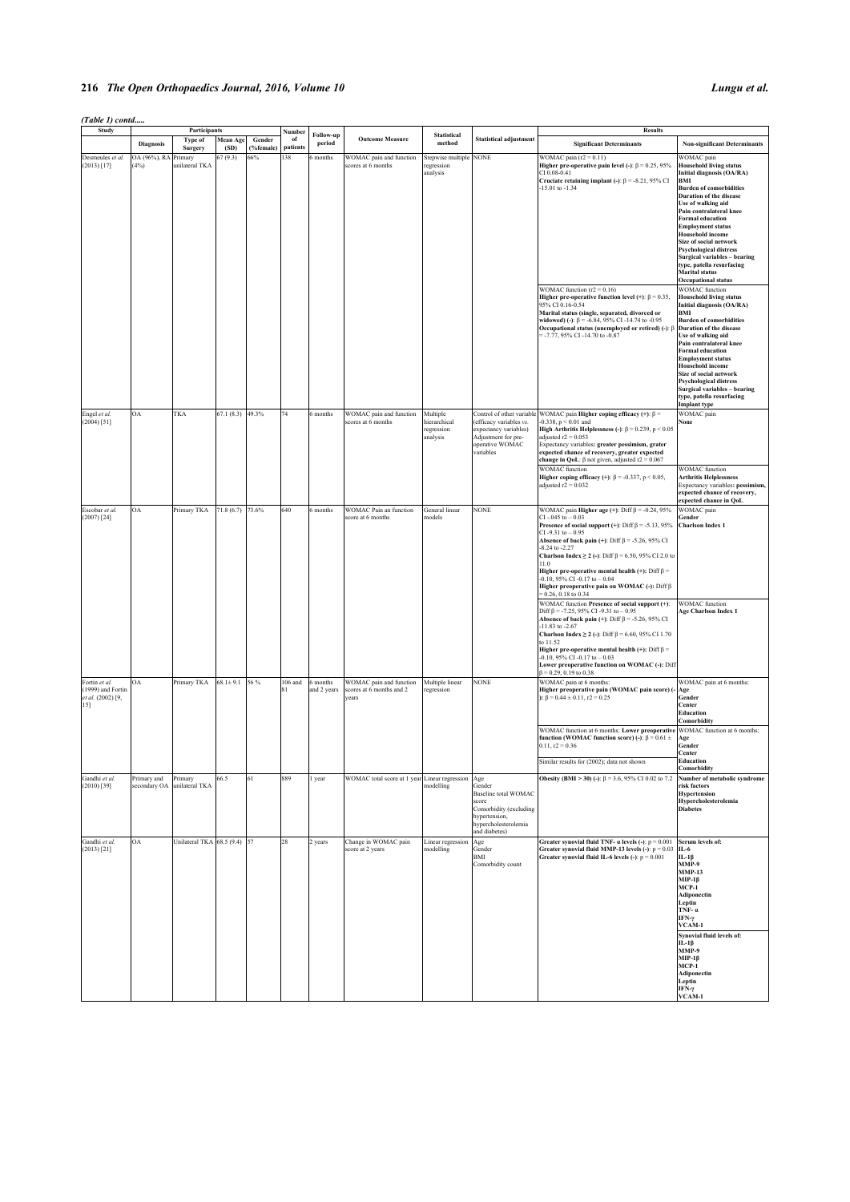*(Table 1) contd.....*

| Study | Participants | | | | Number of patients | Follow-up period | Outcome Measure | Statistical method | Statistical adjustment | Results | |
|---|---|---|---|---|---|---|---|---|---|---|---|
| | Diagnosis | Type of Surgery | Mean Age (SD) | Gender (%female) | | | | | | Significant Determinants | Non-significant Determinants |
| Desmeules *et al.* (2013) [17] | OA (96%), RA (4%) | Primary unilateral TKA | 67 (9.3) | 66% | 138 | 6 months | WOMAC pain and function scores at 6 months | Stepwise multiple regression analysis | NONE | WOMAC pain ($r2 = 0.11$) **Higher pre-operative pain level (-)**: $\beta = 0.25$, 95% CI 0.08-0.41 **Cruciate retaining implant (-)**: $\beta = -8.21$, 95% CI -15.01 to -1.34 | WOMAC pain **Household living status** **Initial diagnosis (OA/RA)** **BMI** **Burden of comorbidities** **Duration of the disease** **Use of walking aid** **Pain contralateral knee** **Formal education** **Employment status** **Household income** **Size of social network** **Psychological distress** **Surgical variables – bearing type, patella resurfacing** **Marital status** **Occupational status** |
| | | | | | | | | | | WOMAC function ($r2 = 0.16$) **Higher pre-operative function level (+)**: $\beta = 0.35$, 95% CI 0.16-0.54 **Marital status (single, separated, divorced or widowed) (-)**: $\beta = -6.84$, 95% CI -14.74 to -0.95 **Occupational status (unemployed or retired) (-)**: $\beta = -7.77$, 95% CI -14.70 to -0.87 | WOMAC function **Household living status** **Initial diagnosis (OA/RA)** **BMI** **Burden of comorbidities** **Duration of the disease** **Use of walking aid** **Pain contralateral knee** **Formal education** **Employment status** **Household income** **Size of social network** **Psychological distress** **Surgical variables – bearing type, patella resurfacing** **Implant type** |
| Engel *et al.* (2004) [51] | OA | TKA | 67.1 (8.3) | 49.3% | 74 | 6 months | WOMAC pain and function scores at 6 months | Multiple hierarchical regression analysis | Control of other variable (efficacy variables *vs.* expectancy variables) Adjustment for pre-operative WOMAC variables | WOMAC pain **Higher coping efficacy (+)**: $\beta = -0.338$, $p < 0.01$ and **High Arthritis Helplessness (-)**: $\beta = 0.239$, $p < 0.05$ adjusted $r2 = 0.053$ Expectancy variables: **greater pessimism, grater expected chance of recovery, greater expected change in QoL**: β not given, adjusted $r2 = 0.067$ | WOMAC pain **None** |
| | | | | | | | | | | WOMAC function **Higher coping efficacy (+)**: $\beta = -0.337$, $p < 0.05$, adjusted $r2 = 0.032$ | WOMAC function **Arthritis Helplessness** Expectancy variables: **pessimism, expected chance of recovery, expected chance in QoL** |
| Escobar *et al.* (2007) [24] | OA | Primary TKA | 71.8 (6.7) | 73.6% | 640 | 6 months | WOMAC Pain an function score at 6 months | General linear models | NONE | WOMAC pain **Higher age (+)**: Diff $\beta = -0.24$, 95% CI -.045 to – 0.03 **Presence of social support (+)**: Diff $\beta = -5.13$, 95% CI -9.31 to – 0.95 **Absence of back pain (+)**: Diff $\beta = -5.26$, 95% CI -8.24 to -2.27 **Charlson Index ≥ 2 (-)**: Diff $\beta = 6.50$, 95% CI 2.0 to 11.0 **Higher pre-operative mental health (+)**: Diff $\beta = -0.10$, 95% CI -0.17 to – 0.04 **Higher preoperative pain on WOMAC (-)**: Diff $\beta = 0.26$, 0.18 to 0.34 | WOMAC pain **Gender** **Charlson Index 1** |
| | | | | | | | | | | WOMAC function **Presence of social support (+)**: Diff $\beta = -7.25$, 95% CI -9.31 to – 0.95 **Absence of back pain (+)**: Diff $\beta = -5.26$, 95% CI -11.83 to -2.67 **Charlson Index ≥ 2 (-)**: Diff $\beta = 6.60$, 95% CI 1.70 to 11.52 **Higher pre-operative mental health (+)**: Diff $\beta = -0.10$, 95% CI -0.17 to – 0.03 **Lower preoperative function on WOMAC (-)**: Diff $\beta = 0.29$, 0.19 to 0.38 | WOMAC function **Age Charlson Index 1** |
| Fortin *et al.* (1999) and Fortin *et al.* (2002) [9, 15] | OA | Primary TKA | 68.1± 9.1 | 56 % | 106 and 81 | 6 months and 2 years | WOMAC pain and function scores at 6 months and 2 years | Multiple linear regression | NONE | WOMAC pain at 6 months: **Higher preoperative pain (WOMAC pain score) (-)**: $\beta = 0.44 \pm 0.11$, $r2 = 0.25$ | WOMAC pain at 6 months: **Age** **Gender** **Center** **Education** **Comorbidity** |
| | | | | | | | | | | WOMAC function at 6 months: **Lower preoperative function (WOMAC function score) (-)**: $\beta = 0.61 \pm 0.11$, $r2 = 0.36$ Similar results for (2002); data not shown | WOMAC function at 6 months: **Age** **Gender** **Center** **Education** **Comorbidity** |
| Gandhi *et al.* (2010) [39] | Primary and secondary OA | Primary unilateral TKA | 66.5 | 61 | 889 | 1 year | WOMAC total score at 1 year | Linear regression modelling | Age Gender Baseline total WOMAC score Comorbidity (excluding hypertension, hypercholesterolemia and diabetes) | **Obesity (BMI > 30) (-)**: $\beta = 3.6$, 95% CI 0.02 to 7.2 | **Number of metabolic syndrome risk factors** **Hypertension** **Hypercholesterolemia** **Diabetes** |
| Gandhi *et al.* (2013) [21] | OA | Unilateral TKA | 68.5 (9.4) | 57 | 28 | 2 years | Change in WOMAC pain score at 2 years | Linear regression modelling | Age Gender BMI Comorbidity count | **Greater synovial fluid TNF- α levels (-)**: $p = 0.001$ **Greater synovial fluid MMP-13 levels (-)**: $p = 0.03$ **Greater synovial fluid IL-6 levels (-)**: $p = 0.001$ | **Serum levels of:** **IL-6** **IL-1β** **MMP-9** **MMP-13** **MIP-1β** **MCP-1** **Adiponectin** **Leptin** **TNF- α** **IFN-γ** **VCAM-1** **Synovial fluid levels of:** **IL-1β** **MMP-9** **MIP-1β** **MCP-1** **Adiponectin** **Leptin** **IFN-γ** **VCAM-1** |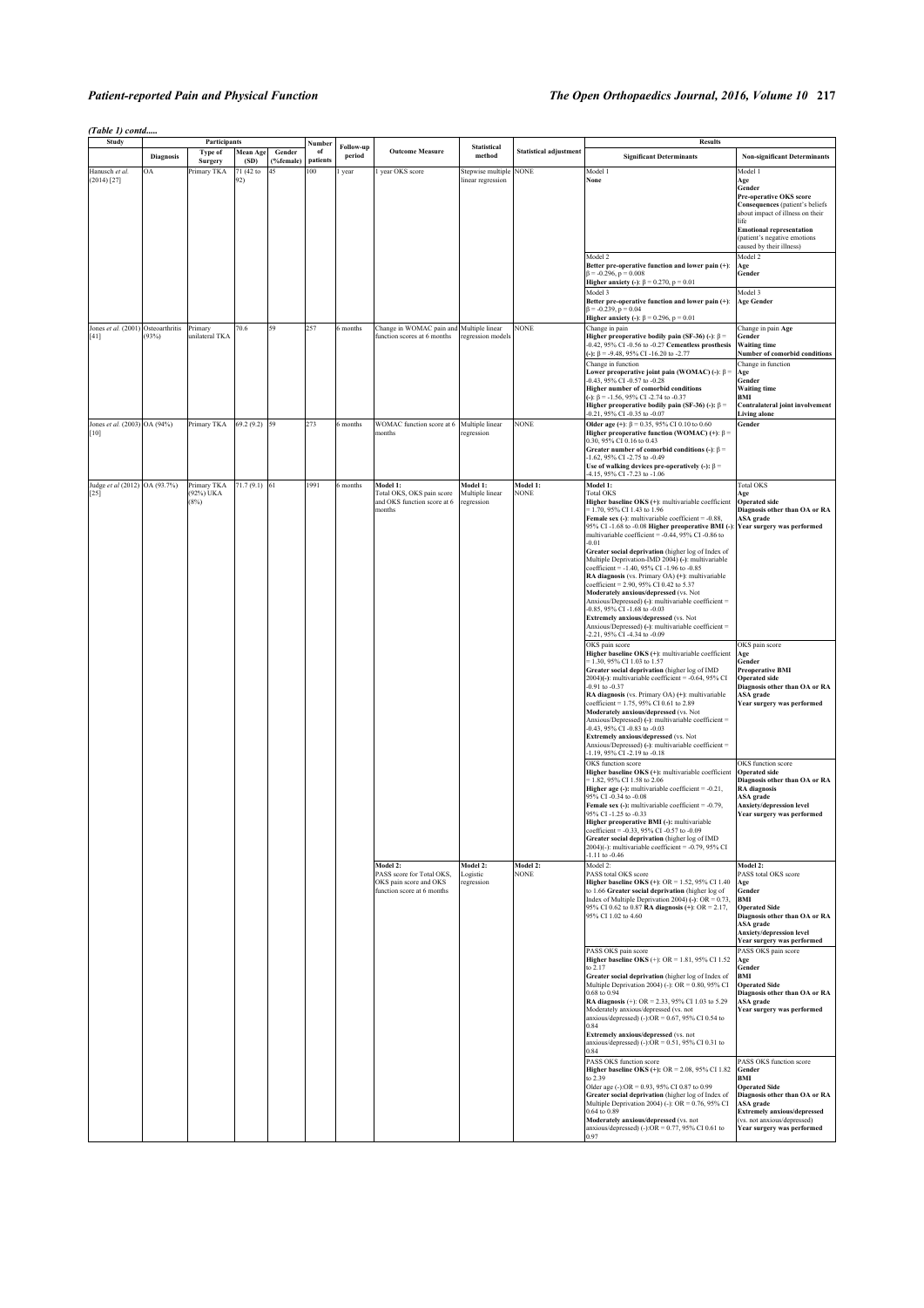*(Table 1) contd.....*

| Study | Participants | | | | Number of patients | Follow-up period | Outcome Measure | Statistical method | Statistical adjustment | Results | |
|---|---|---|---|---|---|---|---|---|---|---|---|
| | Diagnosis | Type of Surgery | Mean Age (SD) | Gender (%female) | | | | | | Significant Determinants | Non-significant Determinants |
| Hanusch *et al.* (2014) [27] | OA | Primary TKA | 71 (42 to 92) | 45 | 100 | 1 year | 1 year OKS score | Stepwise multiple linear regression | NONE | Model 1<br>**None** | Model 1<br>**Age**<br>**Gender**<br>**Pre-operative OKS score**<br>**Consequences** (patient's beliefs about impact of illness on their life<br>**Emotional representation** (patient's negative emotions caused by their illness) |
| | | | | | | | | | | Model 2<br>**Better pre-operative function and lower pain (+)**: β = -0.296, p = 0.008<br>**Higher anxiety (-)**: β = 0.270, p = 0.01 | Model 2<br>**Age**<br>**Gender** |
| | | | | | | | | | | Model 3<br>**Better pre-operative function and lower pain (+)**: β = -0.239, p = 0.04<br>**Higher anxiety (-)**: β = 0.296, p = 0.01 | Model 3<br>**Age Gender** |
| Jones *et al.* (2001) [41] | Osteoarthritis (93%) | Primary unilateral TKA | 70.6 | 59 | 257 | 6 months | Change in WOMAC pain and function scores at 6 months | Multiple linear regression models | NONE | Change in pain<br>**Higher preoperative bodily pain (SF-36) (-)**: β = -0.42, 95% CI -0.56 to -0.27 **Cementless prosthesis (-)**: β = -9.48, 95% CI -16.20 to -2.77 | Change in pain **Age**<br>**Gender**<br>**Waiting time**<br>**Number of comorbid conditions** |
| | | | | | | | | | | Change in function<br>**Lower preoperative joint pain (WOMAC) (-)**: β = -0.43, 95% CI -0.57 to -0.28<br>**Higher number of comorbid conditions (-)**: β = -1.56, 95% CI -2.74 to -0.37<br>**Higher preoperative bodily pain (SF-36) (-)**: β = -0.21, 95% CI -0.35 to -0.07 | Change in function<br>**Age**<br>**Gender**<br>**Waiting time**<br>**BMI**<br>**Contralateral joint involvement**<br>**Living alone** |
| Jones *et al.* (2003) [10] | OA (94%) | Primary TKA | 69.2 (9.2) | 59 | 273 | 6 months | WOMAC function score at 6 months | Multiple linear regression | NONE | **Older age (+)**: β = 0.35, 95% CI 0.10 to 0.60<br>**Higher preoperative function (WOMAC) (+)**: β = 0.30, 95% CI 0.16 to 0.43<br>**Greater number of comorbid conditions (-)**: β = -1.62, 95% CI -2.75 to -0.49<br>**Use of walking devices pre-operatively (-)**: β = -4.15, 95% CI -7.23 to -1.06 | **Gender** |
| Judge *et al* (2012) [25] | OA (93.7%) | Primary TKA (92%) UKA (8%) | 71.7 (9.1) | 61 | 1991 | 6 months | **Model 1:**<br>Total OKS, OKS pain score and OKS function score at 6 months | **Model 1:**<br>Multiple linear regression | **Model 1:**<br>NONE | **Model 1:**<br>Total OKS<br>**Higher baseline OKS (+)**: multivariable coefficient = 1.70, 95% CI 1.43 to 1.96<br>**Female sex (-)**: multivariable coefficient = -0.88, 95% CI -1.68 to -0.08 **Higher preoperative BMI (-)**: multivariable coefficient = -0.44, 95% CI -0.86 to -0.01<br>**Greater social deprivation** (higher log of Index of Multiple Deprivation-IMD 2004) **(-)**: multivariable coefficient = -1.40, 95% CI -1.96 to -0.85<br>**RA diagnosis** (vs. Primary OA) **(+)**: multivariable coefficient = 2.90, 95% CI 0.42 to 5.37<br>**Moderately anxious/depressed** (vs. Not Anxious/Depressed) **(-)**: multivariable coefficient = -0.85, 95% CI -1.68 to -0.03<br>**Extremely anxious/depressed** (vs. Not Anxious/Depressed) **(-)**: multivariable coefficient = -2.21, 95% CI -4.34 to -0.09 | Total OKS<br>**Age**<br>**Operated side**<br>**Diagnosis other than OA or RA**<br>**ASA grade**<br>**Year surgery was performed** |
| | | | | | | | | | | OKS pain score<br>**Higher baseline OKS (+)**: multivariable coefficient = 1.30, 95% CI 1.03 to 1.57<br>**Greater social deprivation** (higher log of IMD 2004)**(-)**: multivariable coefficient = -0.64, 95% CI -0.91 to -0.37<br>**RA diagnosis** (vs. Primary OA) **(+)**: multivariable coefficient = 1.75, 95% CI 0.61 to 2.89<br>**Moderately anxious/depressed** (vs. Not Anxious/Depressed) **(-)**: multivariable coefficient = -0.43, 95% CI -0.83 to -0.03<br>**Extremely anxious/depressed** (vs. Not Anxious/Depressed) **(-)**: multivariable coefficient = -1.19, 95% CI -2.19 to -0.18 | OKS pain score<br>**Age**<br>**Gender**<br>**Preoperative BMI**<br>**Operated side**<br>**Diagnosis other than OA or RA**<br>**ASA grade**<br>**Year surgery was performed** |
| | | | | | | | | | | OKS function score<br>**Higher baseline OKS (+)**: multivariable coefficient = 1.82, 95% CI 1.58 to 2.06<br>**Higher age (-)**: multivariable coefficient = -0.21, 95% CI -0.34 to -0.08<br>**Female sex (-)**: multivariable coefficient = -0.79, 95% CI -1.25 to -0.33<br>**Higher preoperative BMI (-)**: multivariable coefficient = -0.33, 95% CI -0.57 to -0.09<br>**Greater social deprivation** (higher log of IMD 2004)(-): multivariable coefficient = -0.79, 95% CI -1.11 to -0.46 | OKS function score<br>**Operated side**<br>**Diagnosis other than OA or RA**<br>**RA diagnosis**<br>**ASA grade**<br>**Anxiety/depression level**<br>**Year surgery was performed** |
| | | | | | | | **Model 2:**<br>PASS score for Total OKS, OKS pain score and OKS function score at 6 months | **Model 2:**<br>Logistic regression | **Model 2:**<br>NONE | Model 2:<br>PASS total OKS score<br>**Higher baseline OKS (+)**: OR = 1.52, 95% CI 1.40 to 1.66 **Greater social deprivation** (higher log of Index of Multiple Deprivation 2004) **(-)**: OR = 0.73, 95% CI 0.62 to 0.87 **RA diagnosis (+)**: OR = 2.17, 95% CI 1.02 to 4.60 | **Model 2:**<br>PASS total OKS score<br>**Age**<br>**Gender**<br>**BMI**<br>**Operated Side**<br>**Diagnosis other than OA or RA**<br>**ASA grade**<br>**Anxiety/depression level**<br>**Year surgery was performed** |
| | | | | | | | | | | PASS OKS pain score<br>**Higher baseline OKS** (+): OR = 1.81, 95% CI 1.52 to 2.17<br>**Greater social deprivation** (higher log of Index of Multiple Deprivation 2004) (-): OR = 0.80, 95% CI 0.68 to 0.94<br>**RA diagnosis** (+): OR = 2.33, 95% CI 1.03 to 5.29<br>Moderately anxious/depressed (vs. not anxious/depressed) (-):OR = 0.67, 95% CI 0.54 to 0.84<br>**Extremely anxious/depressed** (vs. not anxious/depressed) (-):OR = 0.51, 95% CI 0.31 to 0.84 | PASS OKS pain score<br>**Age**<br>**Gender**<br>**BMI**<br>**Operated Side**<br>**Diagnosis other than OA or RA**<br>**ASA grade**<br>**Year surgery was performed** |
| | | | | | | | | | | PASS OKS function score<br>**Higher baseline OKS (+)**: OR = 2.08, 95% CI 1.82 to 2.39<br>Older age (-):OR = 0.93, 95% CI 0.87 to 0.99<br>**Greater social deprivation** (higher log of Index of Multiple Deprivation 2004) (-): OR = 0.76, 95% CI 0.64 to 0.89<br>**Moderately anxious/depressed** (vs. not anxious/depressed) (-):OR = 0.77, 95% CI 0.61 to 0.97 | PASS OKS function score<br>**Gender**<br>**BMI**<br>**Operated Side**<br>**Diagnosis other than OA or RA**<br>**ASA grade**<br>**Extremely anxious/depressed** (vs. not anxious/depressed)<br>**Year surgery was performed** |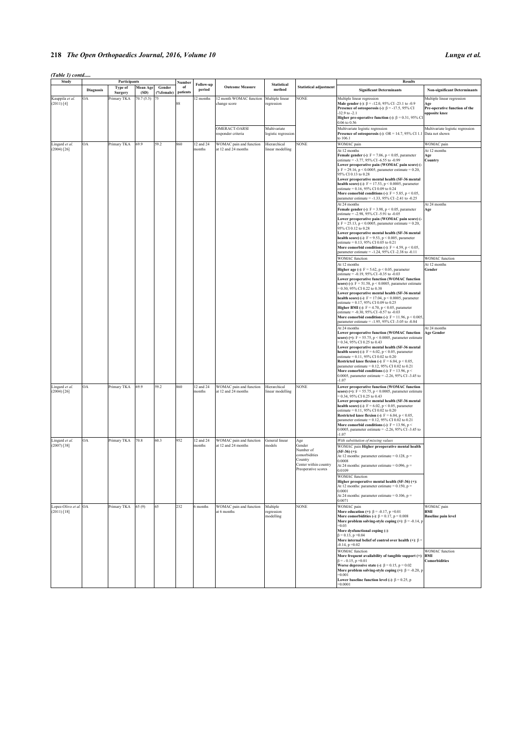*(Table 1) contd.....*

| Study | Participants | | | | Number of patients | Follow-up period | Outcome Measure | Statistical method | Statistical adjustment | Results | |
|---|---|---|---|---|---|---|---|---|---|---|---|
| | Diagnosis | Type of Surgery | Mean Age (SD) | Gender (%female) | | | | | | Significant Determinants | Non-significant Determinants |
| Kauppila *et al.* (2011) [4] | OA | Primary TKA | 70.7 (5.5) | 75 | 88 | 12 months | 12 month WOMAC function change score | Multiple linear regression | NONE | Multiple linear regression<br>**Male gender (-)**: $\beta$ = -12.0, 95% CI -23.1 to -0.9<br>**Presence of osteoporosis (-)**: $\beta$ = -17.5, 95% CI -32.9 to -2.1<br>**Higher pre-operative function (-)**: $\beta$ = 0.31, 95% CI 0.06 to 0.56 | Multiple linear regression<br>**Age**<br>**Pre-operative function of the opposite knee** |
| | | | | | | | OMERACT-OARSI responder criteria | Multivariate logistic regression | | Multivariate logistic regression<br>**Presence of osteoporosis (-)**: OR = 14.7, 95% CI 1.1 to 106.1 | Multivariate logistic regression<br>Data not shown |
| Lingard *et al.* (2004) [26] | OA | Primary TKA | 69.9 | 59.2 | 860 | 12 and 24 months | WOMAC pain and function at 12 and 24 months | Hierarchical linear modelling | NONE | WOMAC pain<br>At 12 months<br>**Female gender (-)**: F = 7.06, p < 0.05, parameter estimate = -3.77, 95% CI -6.55 to -0.99<br>**Lower preoperative pain (WOMAC pain score) (-)**: F = 29.16, p < 0.0005, parameter estimate = 0.20, 95% CI 0.13 to 0.28<br>**Lower preoperative mental health (SF-36 mental health score) (-)**: F = 17.53, p < 0.0005, parameter estimate = 0.16, 95% CI 0.09 to 0.24<br>**More comorbid conditions (-)**: F = 5.85, p < 0.05, parameter estimate = -1.33, 95% CI -2.41 to -0.25 | WOMAC pain<br>At 12 months<br>**Age**<br>**Country** |
| | | | | | | | | | | At 24 months<br>**Female gender (-)**: F = 3.98, p < 0.05, parameter estimate = -2.98, 95% CI -5.91 to -0.05<br>**Lower preoperative pain (WOMAC pain score) (-)**: F = 25.13, p < 0.0005, parameter estimate = 0.20, 95% CI 0.12 to 0.28<br>**Lower preoperative mental health (SF-36 mental health score) (-)**: F = 9.53, p < 0.005, parameter estimate = 0.13, 95% CI 0.05 to 0.21<br>**More comorbid conditions (-)**: F = 4.59, p < 0.05, parameter estimate = -1.24, 95% CI -2.38 to -0.11 | At 24 months<br>**Age** |
| | | | | | | | | | | WOMAC function<br>At 12 months<br>**Higher age (-)**: F = 5.62, p < 0.05, parameter estimate = -0.19, 95% CI -0.35 to -0.03<br>**Lower preoperative function (WOMAC function score) (-)**: F = 51.58, p < 0.0005, parameter estimate = 0.30, 95% CI 0.22 to 0.38<br>**Lower preoperative mental health (SF-36 mental health score) (-)**: F = 17.04, p < 0.0005, parameter estimate = 0.17, 95% CI 0.09 to 0.25<br>**Higher BMI (-)**: F = 4.70, p < 0.05, parameter estimate = -0.30, 95% CI -0.57 to -0.03<br>**More comorbid conditions (-)**: F = 11.96, p < 0.005, parameter estimate = -1.95, 95% CI -3.05 to -0.84 | WOMAC function<br>At 12 months<br>**Gender** |
| | | | | | | | | | | At 24 months<br>**Lower preoperative function (WOMAC function score) (+)**: F = 55.75, p < 0.0005, parameter estimate = 0.34, 95% CI 0.25 to 0.43<br>**Lower preoperative mental health (SF-36 mental health score) (-)**: F = 6.02, p < 0.05, parameter estimate = 0.11, 95% CI 0.02 to 0.20<br>**Restricted knee flexion (-)**: F = 6.04, p < 0.05, parameter estimate = 0.12, 95% CI 0.02 to 0.21<br>**More comorbid conditions (-)**: F = 13.96, p < 0.0005, parameter estimate = -2.26, 95% CI -3.45 to -1.07 | At 24 months<br>**Age Gender** |
| Lingard *et al.* (2004) [26] | OA | Primary TKA | 69.9 | 59.2 | 860 | 12 and 24 months | WOMAC pain and function at 12 and 24 months | Hierarchical linear modelling | NONE | **Lower preoperative function (WOMAC function score) (+)**: F = 55.75, p < 0.0005, parameter estimate = 0.34, 95% CI 0.25 to 0.43<br>**Lower preoperative mental health (SF-36 mental health score) (-)**: F = 6.02, p < 0.05, parameter estimate = 0.11, 95% CI 0.02 to 0.20<br>**Restricted knee flexion (-)**: F = 6.04, p < 0.05, parameter estimate = 0.12, 95% CI 0.02 to 0.21<br>**More comorbid conditions (-)**: F = 13.96, p < 0.0005, parameter estimate = -2.26, 95% CI -3.45 to -1.07 | |
| Lingard *et al.* (2007) [38] | OA | Primary TKA | 70.8 | 60.3 | 952 | 12 and 24 months | WOMAC pain and function at 12 and 24 months | General linear models | Age<br>Gender<br>Number of comorbidities<br>Country<br>Center within country<br>Preoperative scores | *With substitution of missing values*<br>WOMAC pain **Higher preoperative mental health (SF-36) (+)**:<br>At 12 months: parameter estimate = 0.128, p = 0.0008<br>At 24 months: parameter estimate = 0.096, p = 0.0109<br>WOMAC function<br>**Higher preoperative mental health (SF-36) (+)**:<br>At 12 months: parameter estimate = 0.150, p = 0.0001<br>At 24 months: parameter estimate = 0.106, p = 0.0071 | |
| Lopez-Olivo *et al.* (2011) [18] | OA | Primary TKA | 65 (9) | 65 | 232 | 6 months | WOMAC pain and function at 6 months | Multiple regression modelling | NONE | WOMAC pain<br>**More education (+)**: $\beta$ = -0.17, p =0.01<br>**More comorbidities (-)**: $\beta$ = 0.17, p = 0.008<br>**More problem solving-style coping (+)**: $\beta$ = -0.14, p =0.03<br>**More dysfunctional coping (-)**: $\beta$ = 0.13, p =0.04<br>**More internal belief of control over health (+)**: $\beta$ = -0.14, p =0.02 | WOMAC pain<br>**BMI**<br>**Baseline pain level** |
| | | | | | | | | | | WOMAC function<br>**More frequent availability of tangible support (+)**: $\beta$ = - 0.15, p =0.01<br>**Worse depressive state (-)**: $\beta$ = 0.15, p = 0.02<br>**More problem solving-style coping (+)**: $\beta$ = -0.20, p =0.001<br>**Lower baseline function level (-)**: $\beta$ = 0.25, p =0.0001 | WOMAC function<br>**BMI**<br>**Comorbidities** |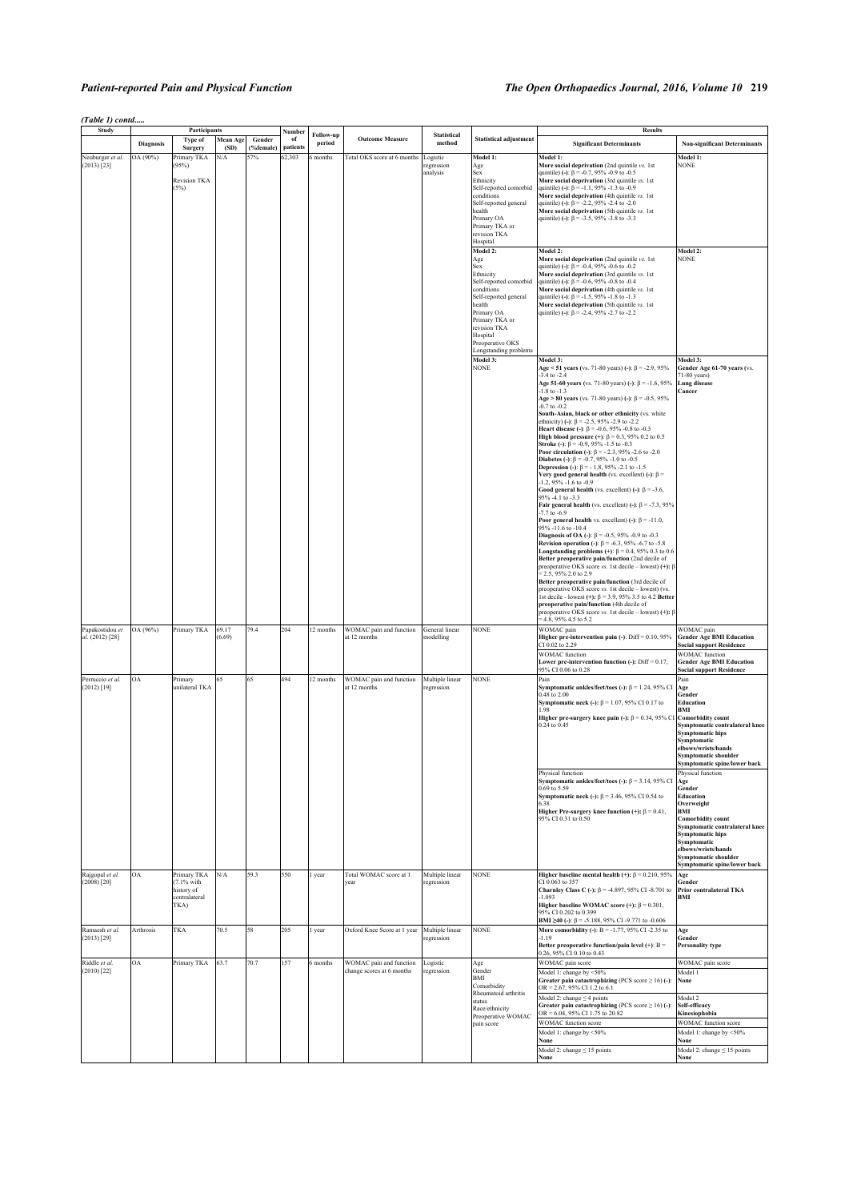*(Table 1) contd.....*

| Study | Participants | | | | Number of patients | Follow-up period | Outcome Measure | Statistical method | Statistical adjustment | Results | |
|---|---|---|---|---|---|---|---|---|---|---|---|
| | **Diagnosis** | **Type of Surgery** | **Mean Age (SD)** | **Gender (%female)** | | | | | | **Significant Determinants** | **Non-significant Determinants** |
| Neuburger *et al.* (2013) [23] | OA (90%) | Primary TKA (95%)<br>Revision TKA (5%) | N/A | 57% | 62,303 | 6 months | Total OKS score at 6 months | Logistic regression analysis | **Model 1:**<br>Age<br>Sex<br>Ethnicity<br>Self-reported comorbid conditions<br>Self-reported general health<br>Primary OA<br>Primary TKA or revision TKA<br>Hospital | **Model 1:**<br>**More social deprivation** (2nd quintile *vs.* 1st quintile) **(-)**: β = -0.7, 95% -0.9 to -0.5<br>**More social deprivation** (3rd quintile *vs.* 1st quintile) **(-)**: β = -1.1, 95% -1.3 to -0.9<br>**More social deprivation** (4th quintile *vs.* 1st quintile) **(-)**: β = -2.2, 95% -2.4 to -2.0<br>**More social deprivation** (5th quintile *vs.* 1st quintile) **(-)**: β = -3.5, 95% -3.8 to -3.3 | **Model 1:**<br>NONE |
| | | | | | | | | | **Model 2:**<br>Age<br>Sex<br>Ethnicity<br>Self-reported comorbid conditions<br>Self-reported general health<br>Primary OA<br>Primary TKA or revision TKA<br>Hospital<br>Preoperative OKS<br>Longstanding problems | **Model 2:**<br>**More social deprivation** (2nd quintile *vs.* 1st quintile) **(-)**: β = -0.4, 95% -0.6 to -0.2<br>**More social deprivation** (3rd quintile *vs.* 1st quintile) **(-)**: β = -0.6, 95% -0.8 to -0.4<br>**More social deprivation** (4th quintile *vs.* 1st quintile) **(-)**: β = -1.5, 95% -1.8 to -1.3<br>**More social deprivation** (5th quintile *vs.* 1st quintile) **(-)**: β = -2.4, 95% -2.7 to -2.2 | **Model 2:**<br>NONE |
| | | | | | | | | | **Model 3:**<br>NONE | **Model 3:**<br>**Age < 51 years** (vs. 71-80 years) **(-)**: β = -2.9, 95% -3.4 to -2.4<br>**Age 51-60 years** (vs. 71-80 years) **(-)**: β = -1.6, 95% -1.8 to -1.3<br>**Age > 80 years** (vs. 71-80 years) **(-)**: β = -0.5, 95% -0.7 to -0.2<br>**South-Asian, black or other ethnicity** (vs. white ethnicity) **(-)**: β = -2.5, 95% -2.9 to -2.2<br>**Heart disease (-)**: β = -0.6, 95% -0.8 to -0.3<br>**High blood pressure (+)**: β = 0.3, 95% 0.2 to 0.5<br>**Stroke (-)**: β = -0.9, 95% -1.5 to -0.3<br>**Poor circulation (-)**: β = - 2.3, 95% -2.6 to -2.0<br>**Diabetes (-)**: β = -0.7, 95% -1.0 to -0.5<br>**Depression (-)**: β = - 1.8, 95% -2.1 to -1.5<br>**Very good general health** (vs. excellent) **(-)**: β = -1.2, 95% -1.6 to -0.9<br>**Good general health** (vs. excellent) **(-)**: β = -3.6, 95% -4.1 to -3.3<br>**Fair general health** (vs. excellent) **(-)**: β = -7.3, 95% -7.7 to -6.9<br>**Poor general health** vs. excellent) **(-)**: β = -11.0, 95% -11.6 to -10.4<br>**Diagnosis of OA (-)**: β = -0.5, 95% -0.9 to -0.3<br>**Revision operation (-)**: β = -6.3, 95% -6.7 to -5.8<br>**Longstanding problems (+)**: β = 0.4, 95% 0.3 to 0.6<br>**Better preoperative pain/function** (2nd decile of preoperative OKS score *vs.* 1st decile – lowest) **(+)**: β = 2.5, 95% 2.0 to 2.9<br>**Better preoperative pain/function** (3rd decile of preoperative OKS score *vs.* 1st decile – lowest) (vs. 1st decile - lowest) **(+)**: β = 3.9, 95% 3.5 to 4.2 **Better preoperative pain/function** (4th decile of preoperative OKS score *vs.* 1st decile – lowest) **(+)**: β = 4.8, 95% 4.5 to 5.2 | **Model 3:**<br>**Gender Age 61-70 years** (vs. 71-80 years)<br>**Lung disease**<br>**Cancer** |
| Papakostidou *et al.* (2012) [28] | OA (96%) | Primary TKA | 69.17 (6.69) | 79.4 | 204 | 12 months | WOMAC pain and function at 12 months | General linear modelling | NONE | WOMAC pain<br>**Higher pre-intervention pain (-)**: Diff = 0.10, 95% CI 0.02 to 2.29 | WOMAC pain<br>**Gender Age BMI Education Social support Residence** |
| | | | | | | | | | | WOMAC function<br>**Lower pre-intervention function (-)**: Diff = 0.17, 95% CI 0.06 to 0.28 | WOMAC function<br>**Gender Age BMI Education Social support Residence** |
| Perruccio *et al.* (2012) [19] | OA | Primary unilateral TKA | 65 | 65 | 494 | 12 months | WOMAC pain and function at 12 months | Multiple linear regression | NONE | Pain<br>**Symptomatic ankles/feet/toes (-)**: β = 1.24, 95% CI 0.48 to 2.00<br>**Symptomatic neck (-)**: β = 1.07, 95% CI 0.17 to 1.98<br>**Higher pre-surgery knee pain (-)**: β = 0.34, 95% CI 0.24 to 0.45 | Pain<br>**Age**<br>**Gender**<br>**Education**<br>**BMI**<br>**Comorbidity count**<br>**Symptomatic contralateral knee**<br>**Symptomatic hips**<br>**Symptomatic elbows/wrists/hands**<br>**Symptomatic shoulder**<br>**Symptomatic spine/lower back** |
| | | | | | | | | | | Physical function<br>**Symptomatic ankles/feet/toes (-)**: β = 3.14, 95% CI 0.69 to 5.59<br>**Symptomatic neck (-)**: β = 3.46, 95% CI 0.54 to 6.38<br>**Higher Pre-surgery knee function (+)**: β = 0.41, 95% CI 0.31 to 0.50 | Physical function<br>**Age**<br>**Gender**<br>**Education**<br>**Overweight**<br>**BMI**<br>**Comorbidity count**<br>**Symptomatic contralateral knee**<br>**Symptomatic hips**<br>**Symptomatic elbows/wrists/hands**<br>**Symptomatic shoulder**<br>**Symptomatic spine/lower back** |
| Rajgopal *et al.* (2008) [20] | OA | Primary TKA (7.1% with history of contralateral TKA) | N/A | 59.3 | 550 | 1 year | Total WOMAC score at 1 year | Multiple linear regression | NONE | **Higher baseline mental health (+)**: β = 0.210, 95% CI 0.063 to 357<br>**Charnley Class C (-)**: β = -4.897, 95% CI -8.701 to -1.093<br>**Higher baseline WOMAC score (+)**: β = 0.301, 95% CI 0.202 to 0.399<br>**BMI ≥40 (-)**: β = -5.188, 95% CI -9.771 to -0.606 | **Age**<br>**Gender**<br>**Prior contralateral TKA**<br>**BMI** |
| Ramaesh *et al.* (2013) [29] | Arthrosis | TKA | 70.5 | 58 | 205 | 1 year | Oxford Knee Score at 1 year | Multiple linear regression | NONE | **More comorbidity (-)**: Β = -1.77, 95% CI -2.35 to -1.19<br>**Better preoperative function/pain level (+)**: B = 0.26, 95% CI 0.10 to 0.43 | **Age**<br>**Gender**<br>**Personality type** |
| Riddle *et al.* (2010) [22] | OA | Primary TKA | 63.7 | 70.7 | 157 | 6 months | WOMAC pain and function change scores at 6 months | Logistic regression | Age<br>Gender<br>BMI<br>Comorbidity<br>Rheumatoid arthritis status<br>Race/ethnicity<br>Preoperative WOMAC pain score | WOMAC pain score<br>Model 1: change by <50%<br>**Greater pain catastrophizing** (PCS score ≥ 16) **(-)**: OR = 2.67, 95% CI 1.2 to 6.1 | WOMAC pain score<br>Model 1<br>**None** |
| | | | | | | | | | | Model 2: change ≤ 4 points<br>**Greater pain catastrophizing** (PCS score ≥ 16) **(-)**: OR = 6.04, 95% CI 1.75 to 20.82 | Model 2<br>**Self-efficacy**<br>**Kinesiophobia** |
| | | | | | | | | | | WOMAC function score<br>Model 1: change by <50%<br>**None** | WOMAC function score<br>Model 1: change by <50%<br>**None** |
| | | | | | | | | | | Model 2: change ≤ 15 points<br>**None** | Model 2: change ≤ 15 points<br>**None** |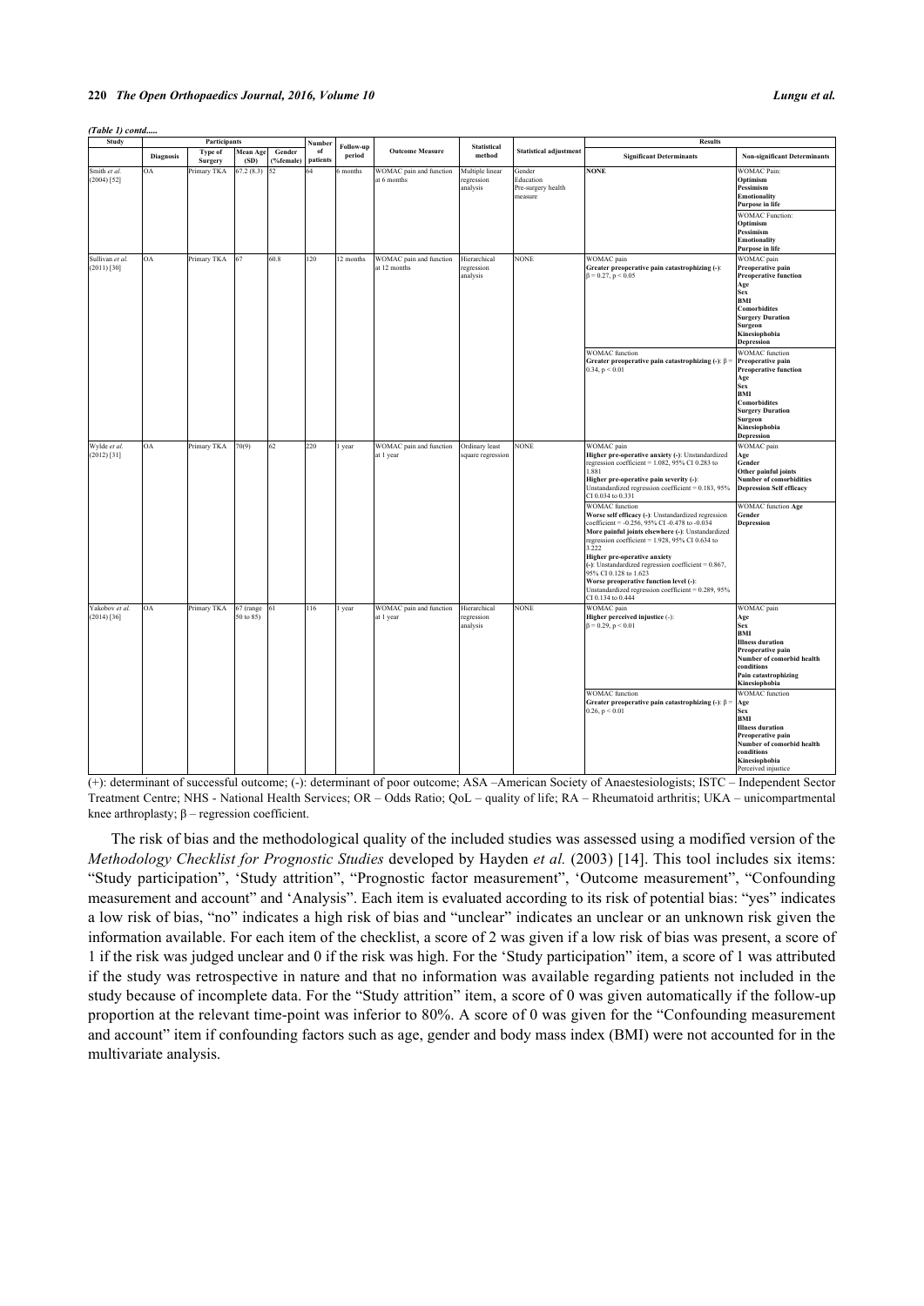*(Table 1) contd.....*

| Study | Participants | | | | Number of patients | Follow-up period | Outcome Measure | Statistical method | Statistical adjustment | Results | |
|---|---|---|---|---|---|---|---|---|---|---|---|
| | Diagnosis | Type of Surgery | Mean Age (SD) | Gender (%female) | | | | | | Significant Determinants | Non-significant Determinants |
| Smith *et al.* (2004) [52] | OA | Primary TKA | 67.2 (8.3) | 52 | 64 | 6 months | WOMAC pain and function at 6 months | Multiple linear regression analysis | Gender Education Pre-surgery health measure | **NONE** | WOMAC Pain: **Optimism Pessimism Emotionality Purpose in life** |
| | | | | | | | | | | | WOMAC Function: **Optimism Pessimism Emotionality Purpose in life** |
| Sullivan *et al.* (2011) [30] | OA | Primary TKA | 67 | 60.8 | 120 | 12 months | WOMAC pain and function at 12 months | Hierarchical regression analysis | NONE | WOMAC pain **Greater preoperative pain catastrophizing (-)**: $\beta = 0.27$, $p < 0.05$ | WOMAC pain **Preoperative pain Preoperative function Age Sex BMI Comorbidites Surgery Duration Surgeon Kinesiophobia Depression** |
| | | | | | | | | | | WOMAC function **Greater preoperative pain catastrophizing (-)**: $\beta = 0.34$, $p < 0.01$ | WOMAC function **Preoperative pain Preoperative function Age Sex BMI Comorbidites Surgery Duration Surgeon Kinesiophobia Depression** |
| Wylde *et al.* (2012) [31] | OA | Primary TKA | 70(9) | 62 | 220 | 1 year | WOMAC pain and function at 1 year | Ordinary least square regression | NONE | WOMAC pain **Higher pre-operative anxiety (-)**: Unstandardized regression coefficient = 1.082, 95% CI 0.283 to 1.881 **Higher pre-operative pain severity (-)**: Unstandardized regression coefficient = 0.183, 95% CI 0.034 to 0.331 | WOMAC pain **Age Gender Other painful joints Number of comorbidities Depression Self efficacy** |
| | | | | | | | | | | WOMAC function **Worse self efficacy (-)**: Unstandardized regression coefficient = -0.256, 95% CI -0.478 to -0.034 **More painful joints elsewhere (-)**: Unstandardized regression coefficient = 1.928, 95% CI 0.634 to 3.222 **Higher pre-operative anxiety (-)**: Unstandardized regression coefficient = 0.867, 95% CI 0.128 to 1.623 **Worse preoperative function level (-)**: Unstandardized regression coefficient = 0.289, 95% CI 0.134 to 0.444 | WOMAC function **Age Gender Depression** |
| Yakobov *et al.* (2014) [36] | OA | Primary TKA | 67 (range 50 to 85) | 61 | 116 | 1 year | WOMAC pain and function at 1 year | Hierarchical regression analysis | NONE | WOMAC pain **Higher perceived injustice** (-): $\beta = 0.29$, $p < 0.01$ | WOMAC pain **Age Sex BMI Illness duration Preoperative pain Number of comorbid health conditions Pain catastrophizing Kinesiophobia** |
| | | | | | | | | | | WOMAC function **Greater preoperative pain catastrophizing (-)**: $\beta = 0.26$, $p < 0.01$ | WOMAC function **Age Sex BMI Illness duration Preoperative pain Number of comorbid health conditions Kinesiophobia** Perceived injustice |

(+): determinant of successful outcome; (-): determinant of poor outcome; ASA –American Society of Anaestesiologists; ISTC – Independent Sector Treatment Centre; NHS - National Health Services; OR – Odds Ratio; QoL – quality of life; RA – Rheumatoid arthritis; UKA – unicompartmental knee arthroplasty; β – regression coefficient.

The risk of bias and the methodological quality of the included studies was assessed using a modified version of the *Methodology Checklist for Prognostic Studies* developed by Hayden *et al.* (2003) [14]. This tool includes six items: "Study participation", 'Study attrition", "Prognostic factor measurement", 'Outcome measurement", "Confounding measurement and account" and 'Analysis". Each item is evaluated according to its risk of potential bias: "yes" indicates a low risk of bias, "no" indicates a high risk of bias and "unclear" indicates an unclear or an unknown risk given the information available. For each item of the checklist, a score of 2 was given if a low risk of bias was present, a score of 1 if the risk was judged unclear and 0 if the risk was high. For the 'Study participation" item, a score of 1 was attributed if the study was retrospective in nature and that no information was available regarding patients not included in the study because of incomplete data. For the "Study attrition" item, a score of 0 was given automatically if the follow-up proportion at the relevant time-point was inferior to 80%. A score of 0 was given for the "Confounding measurement and account" item if confounding factors such as age, gender and body mass index (BMI) were not accounted for in the multivariate analysis.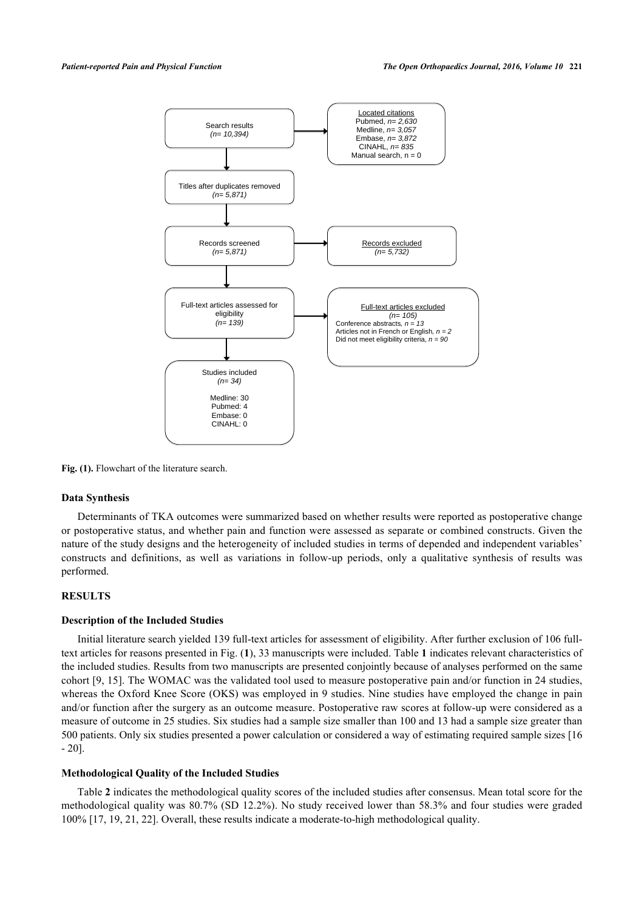Search results
*(n= 10,394)*

Located citations
Pubmed, *n= 2,630*
Medline, *n= 3,057*
Embase, *n= 3,872*
CINAHL, *n= 835*
Manual search, n = 0

Titles after duplicates removed
*(n= 5,871)*

Records screened
*(n= 5,871)*

Records excluded
*(n= 5,732)*

Full-text articles assessed for eligibility
*(n= 139)*

Full-text articles excluded
*(n= 105)*
Conference abstracts, *n = 13*
Articles not in French or English, *n = 2*
Did not meet eligibility criteria, *n = 90*

Studies included
*(n= 34)*

Medline: 30
Pubmed: 4
Embase: 0
CINAHL: 0

**Fig. (1).** Flowchart of the literature search.

### Data Synthesis

Determinants of TKA outcomes were summarized based on whether results were reported as postoperative change or postoperative status, and whether pain and function were assessed as separate or combined constructs. Given the nature of the study designs and the heterogeneity of included studies in terms of depended and independent variables' constructs and definitions, as well as variations in follow-up periods, only a qualitative synthesis of results was performed.

## RESULTS

### Description of the Included Studies

Initial literature search yielded 139 full-text articles for assessment of eligibility. After further exclusion of 106 full-text articles for reasons presented in Fig. (**1**), 33 manuscripts were included. Table **1** indicates relevant characteristics of the included studies. Results from two manuscripts are presented conjointly because of analyses performed on the same cohort [9, 15]. The WOMAC was the validated tool used to measure postoperative pain and/or function in 24 studies, whereas the Oxford Knee Score (OKS) was employed in 9 studies. Nine studies have employed the change in pain and/or function after the surgery as an outcome measure. Postoperative raw scores at follow-up were considered as a measure of outcome in 25 studies. Six studies had a sample size smaller than 100 and 13 had a sample size greater than 500 patients. Only six studies presented a power calculation or considered a way of estimating required sample sizes [16 - 20].

### Methodological Quality of the Included Studies

Table **2** indicates the methodological quality scores of the included studies after consensus. Mean total score for the methodological quality was 80.7% (SD 12.2%). No study received lower than 58.3% and four studies were graded 100% [17, 19, 21, 22]. Overall, these results indicate a moderate-to-high methodological quality.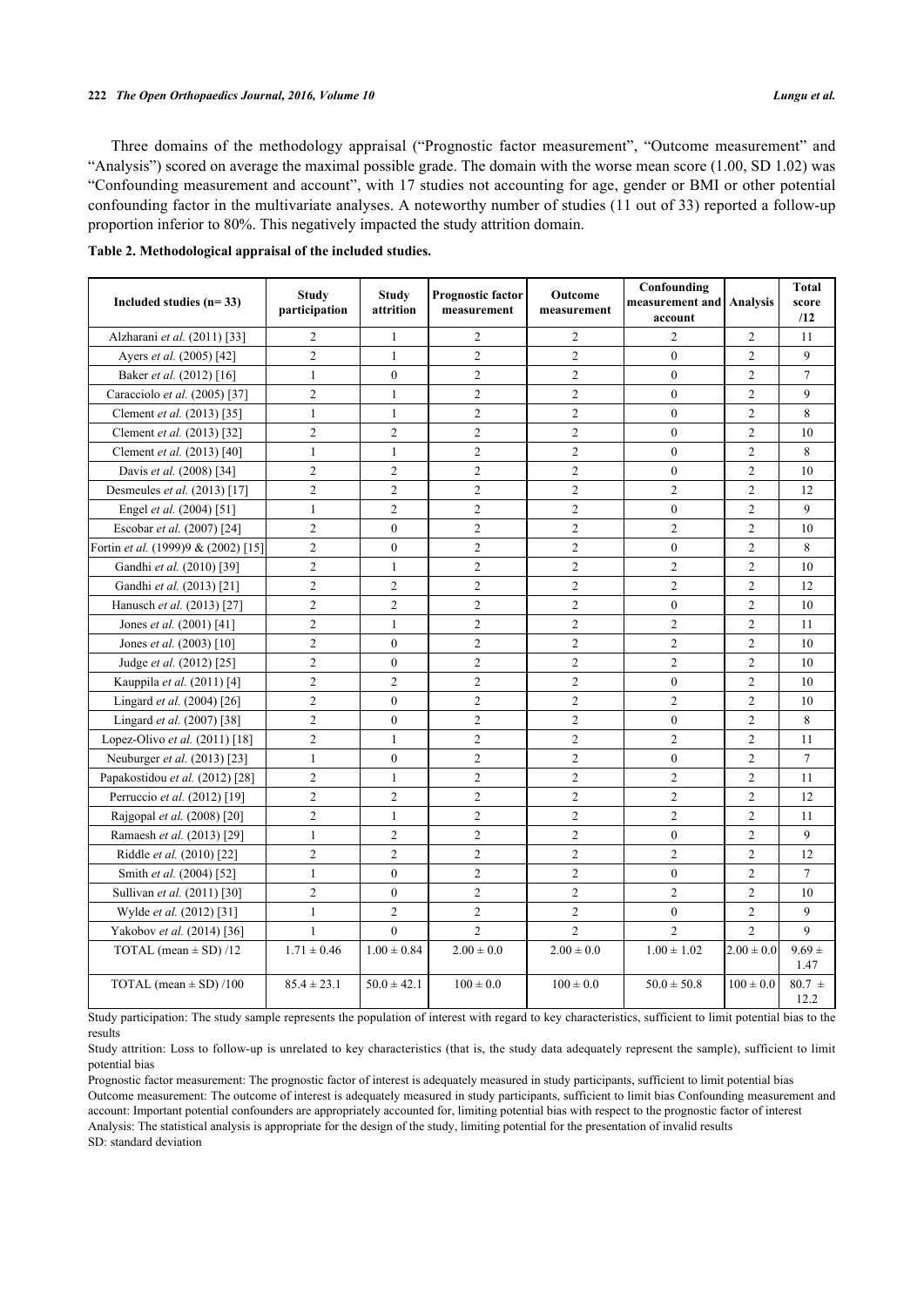Three domains of the methodology appraisal ("Prognostic factor measurement", "Outcome measurement" and "Analysis") scored on average the maximal possible grade. The domain with the worse mean score (1.00, SD 1.02) was "Confounding measurement and account", with 17 studies not accounting for age, gender or BMI or other potential confounding factor in the multivariate analyses. A noteworthy number of studies (11 out of 33) reported a follow-up proportion inferior to 80%. This negatively impacted the study attrition domain.

**Table 2. Methodological appraisal of the included studies.**

| Included studies (n= 33) | Study participation | Study attrition | Prognostic factor measurement | Outcome measurement | Confounding measurement and account | Analysis | Total score /12 |
|---|---|---|---|---|---|---|---|
| Alzharani *et al.* (2011) [33] | 2 | 1 | 2 | 2 | 2 | 2 | 11 |
| Ayers *et al.* (2005) [42] | 2 | 1 | 2 | 2 | 0 | 2 | 9 |
| Baker *et al.* (2012) [16] | 1 | 0 | 2 | 2 | 0 | 2 | 7 |
| Caracciolo *et al.* (2005) [37] | 2 | 1 | 2 | 2 | 0 | 2 | 9 |
| Clement *et al.* (2013) [35] | 1 | 1 | 2 | 2 | 0 | 2 | 8 |
| Clement *et al.* (2013) [32] | 2 | 2 | 2 | 2 | 0 | 2 | 10 |
| Clement *et al.* (2013) [40] | 1 | 1 | 2 | 2 | 0 | 2 | 8 |
| Davis *et al.* (2008) [34] | 2 | 2 | 2 | 2 | 0 | 2 | 10 |
| Desmeules *et al.* (2013) [17] | 2 | 2 | 2 | 2 | 2 | 2 | 12 |
| Engel *et al.* (2004) [51] | 1 | 2 | 2 | 2 | 0 | 2 | 9 |
| Escobar *et al.* (2007) [24] | 2 | 0 | 2 | 2 | 2 | 2 | 10 |
| Fortin *et al.* (1999)9 & (2002) [15] | 2 | 0 | 2 | 2 | 0 | 2 | 8 |
| Gandhi *et al.* (2010) [39] | 2 | 1 | 2 | 2 | 2 | 2 | 10 |
| Gandhi *et al.* (2013) [21] | 2 | 2 | 2 | 2 | 2 | 2 | 12 |
| Hanusch *et al.* (2013) [27] | 2 | 2 | 2 | 2 | 0 | 2 | 10 |
| Jones *et al.* (2001) [41] | 2 | 1 | 2 | 2 | 2 | 2 | 11 |
| Jones *et al.* (2003) [10] | 2 | 0 | 2 | 2 | 2 | 2 | 10 |
| Judge *et al.* (2012) [25] | 2 | 0 | 2 | 2 | 2 | 2 | 10 |
| Kauppila *et al.* (2011) [4] | 2 | 2 | 2 | 2 | 0 | 2 | 10 |
| Lingard *et al.* (2004) [26] | 2 | 0 | 2 | 2 | 2 | 2 | 10 |
| Lingard *et al.* (2007) [38] | 2 | 0 | 2 | 2 | 0 | 2 | 8 |
| Lopez-Olivo *et al.* (2011) [18] | 2 | 1 | 2 | 2 | 2 | 2 | 11 |
| Neuburger *et al.* (2013) [23] | 1 | 0 | 2 | 2 | 0 | 2 | 7 |
| Papakostidou *et al.* (2012) [28] | 2 | 1 | 2 | 2 | 2 | 2 | 11 |
| Perruccio *et al.* (2012) [19] | 2 | 2 | 2 | 2 | 2 | 2 | 12 |
| Rajgopal *et al.* (2008) [20] | 2 | 1 | 2 | 2 | 2 | 2 | 11 |
| Ramaesh *et al.* (2013) [29] | 1 | 2 | 2 | 2 | 0 | 2 | 9 |
| Riddle *et al.* (2010) [22] | 2 | 2 | 2 | 2 | 2 | 2 | 12 |
| Smith *et al.* (2004) [52] | 1 | 0 | 2 | 2 | 0 | 2 | 7 |
| Sullivan *et al.* (2011) [30] | 2 | 0 | 2 | 2 | 2 | 2 | 10 |
| Wylde *et al.* (2012) [31] | 1 | 2 | 2 | 2 | 0 | 2 | 9 |
| Yakobov *et al.* (2014) [36] | 1 | 0 | 2 | 2 | 2 | 2 | 9 |
| TOTAL (mean ± SD) /12 | 1.71 ± 0.46 | 1.00 ± 0.84 | 2.00 ± 0.0 | 2.00 ± 0.0 | 1.00 ± 1.02 | 2.00 ± 0.0 | 9.69 ± 1.47 |
| TOTAL (mean ± SD) /100 | 85.4 ± 23.1 | 50.0 ± 42.1 | 100 ± 0.0 | 100 ± 0.0 | 50.0 ± 50.8 | 100 ± 0.0 | 80.7 ± 12.2 |

Study participation: The study sample represents the population of interest with regard to key characteristics, sufficient to limit potential bias to the results

Study attrition: Loss to follow-up is unrelated to key characteristics (that is, the study data adequately represent the sample), sufficient to limit potential bias

Prognostic factor measurement: The prognostic factor of interest is adequately measured in study participants, sufficient to limit potential bias

Outcome measurement: The outcome of interest is adequately measured in study participants, sufficient to limit bias Confounding measurement and account: Important potential confounders are appropriately accounted for, limiting potential bias with respect to the prognostic factor of interest

Analysis: The statistical analysis is appropriate for the design of the study, limiting potential for the presentation of invalid results

SD: standard deviation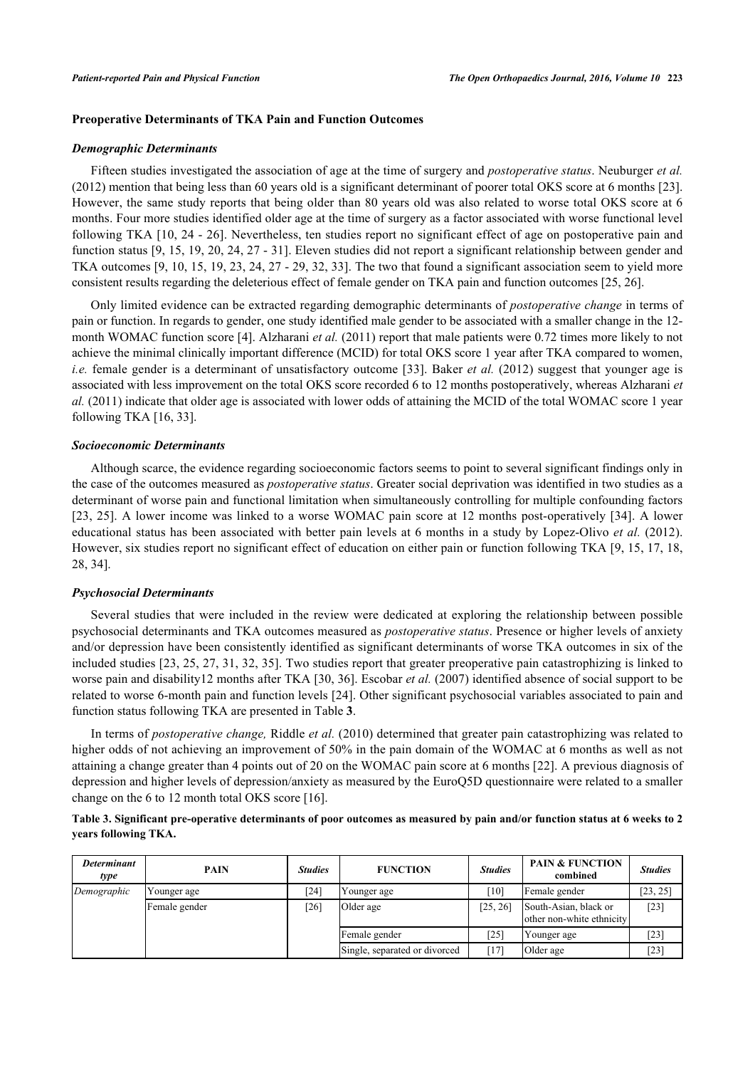### Preoperative Determinants of TKA Pain and Function Outcomes

#### *Demographic Determinants*

Fifteen studies investigated the association of age at the time of surgery and *postoperative status*. Neuburger *et al.* (2012) mention that being less than 60 years old is a significant determinant of poorer total OKS score at 6 months [23]. However, the same study reports that being older than 80 years old was also related to worse total OKS score at 6 months. Four more studies identified older age at the time of surgery as a factor associated with worse functional level following TKA [10, 24 - 26]. Nevertheless, ten studies report no significant effect of age on postoperative pain and function status [9, 15, 19, 20, 24, 27 - 31]. Eleven studies did not report a significant relationship between gender and TKA outcomes [9, 10, 15, 19, 23, 24, 27 - 29, 32, 33]. The two that found a significant association seem to yield more consistent results regarding the deleterious effect of female gender on TKA pain and function outcomes [25, 26].

Only limited evidence can be extracted regarding demographic determinants of *postoperative change* in terms of pain or function. In regards to gender, one study identified male gender to be associated with a smaller change in the 12-month WOMAC function score [4]. Alzharani *et al.* (2011) report that male patients were 0.72 times more likely to not achieve the minimal clinically important difference (MCID) for total OKS score 1 year after TKA compared to women, *i.e.* female gender is a determinant of unsatisfactory outcome [33]. Baker *et al.* (2012) suggest that younger age is associated with less improvement on the total OKS score recorded 6 to 12 months postoperatively, whereas Alzharani *et al.* (2011) indicate that older age is associated with lower odds of attaining the MCID of the total WOMAC score 1 year following TKA [16, 33].

#### *Socioeconomic Determinants*

Although scarce, the evidence regarding socioeconomic factors seems to point to several significant findings only in the case of the outcomes measured as *postoperative status*. Greater social deprivation was identified in two studies as a determinant of worse pain and functional limitation when simultaneously controlling for multiple confounding factors [23, 25]. A lower income was linked to a worse WOMAC pain score at 12 months post-operatively [34]. A lower educational status has been associated with better pain levels at 6 months in a study by Lopez-Olivo *et al.* (2012). However, six studies report no significant effect of education on either pain or function following TKA [9, 15, 17, 18, 28, 34].

#### *Psychosocial Determinants*

Several studies that were included in the review were dedicated at exploring the relationship between possible psychosocial determinants and TKA outcomes measured as *postoperative status*. Presence or higher levels of anxiety and/or depression have been consistently identified as significant determinants of worse TKA outcomes in six of the included studies [23, 25, 27, 31, 32, 35]. Two studies report that greater preoperative pain catastrophizing is linked to worse pain and disability12 months after TKA [30, 36]. Escobar *et al.* (2007) identified absence of social support to be related to worse 6-month pain and function levels [24]. Other significant psychosocial variables associated to pain and function status following TKA are presented in Table **3**.

In terms of *postoperative change,* Riddle *et al.* (2010) determined that greater pain catastrophizing was related to higher odds of not achieving an improvement of 50% in the pain domain of the WOMAC at 6 months as well as not attaining a change greater than 4 points out of 20 on the WOMAC pain score at 6 months [22]. A previous diagnosis of depression and higher levels of depression/anxiety as measured by the EuroQ5D questionnaire were related to a smaller change on the 6 to 12 month total OKS score [16].

**Table 3. Significant pre-operative determinants of poor outcomes as measured by pain and/or function status at 6 weeks to 2 years following TKA.**

| *Determinant type* | PAIN | *Studies* | FUNCTION | *Studies* | PAIN & FUNCTION combined | *Studies* |
|---|---|---|---|---|---|---|
| *Demographic* | Younger age | [24] | Younger age | [10] | Female gender | [23, 25] |
| | Female gender | [26] | Older age | [25, 26] | South-Asian, black or other non-white ethnicity | [23] |
| | | | Female gender | [25] | Younger age | [23] |
| | | | Single, separated or divorced | [17] | Older age | [23] |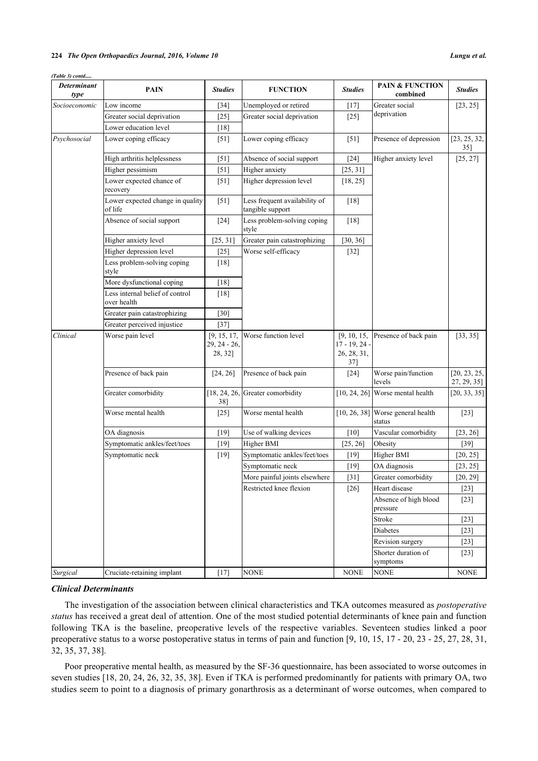*(Table 3) contd.....*

| *Determinant type* | PAIN | *Studies* | FUNCTION | *Studies* | PAIN & FUNCTION combined | *Studies* |
|---|---|---|---|---|---|---|
| *Socioeconomic* | Low income | [34] | Unemployed or retired | [17] | Greater social deprivation | [23, 25] |
| | Greater social deprivation | [25] | Greater social deprivation | [25] | | |
| | Lower education level | [18] | | | | |
| *Psychosocial* | Lower coping efficacy | [51] | Lower coping efficacy | [51] | Presence of depression | [23, 25, 32, 35] |
| | High arthritis helplessness | [51] | Absence of social support | [24] | Higher anxiety level | [25, 27] |
| | Higher pessimism | [51] | Higher anxiety | [25, 31] | | |
| | Lower expected chance of recovery | [51] | Higher depression level | [18, 25] | | |
| | Lower expected change in quality of life | [51] | Less frequent availability of tangible support | [18] | | |
| | Absence of social support | [24] | Less problem-solving coping style | [18] | | |
| | Higher anxiety level | [25, 31] | Greater pain catastrophizing | [30, 36] | | |
| | Higher depression level | [25] | Worse self-efficacy | [32] | | |
| | Less problem-solving coping style | [18] | | | | |
| | More dysfunctional coping | [18] | | | | |
| | Less internal belief of control over health | [18] | | | | |
| | Greater pain catastrophizing | [30] | | | | |
| | Greater perceived injustice | [37] | | | | |
| *Clinical* | Worse pain level | [9, 15, 17, 29, 24 - 26, 28, 32] | Worse function level | [9, 10, 15, 17 - 19, 24 - 26, 28, 31, 37] | Presence of back pain | [33, 35] |
| | Presence of back pain | [24, 26] | Presence of back pain | [24] | Worse pain/function levels | [20, 23, 25, 27, 29, 35] |
| | Greater comorbidity | [18, 24, 26, 38] | Greater comorbidity | [10, 24, 26] | Worse mental health | [20, 33, 35] |
| | Worse mental health | [25] | Worse mental health | [10, 26, 38] | Worse general health status | [23] |
| | OA diagnosis | [19] | Use of walking devices | [10] | Vascular comorbidity | [23, 26] |
| | Symptomatic ankles/feet/toes | [19] | Higher BMI | [25, 26] | Obesity | [39] |
| | Symptomatic neck | [19] | Symptomatic ankles/feet/toes | [19] | Higher BMI | [20, 25] |
| | | | Symptomatic neck | [19] | OA diagnosis | [23, 25] |
| | | | More painful joints elsewhere | [31] | Greater comorbidity | [20, 29] |
| | | | Restricted knee flexion | [26] | Heart disease | [23] |
| | | | | | Absence of high blood pressure | [23] |
| | | | | | Stroke | [23] |
| | | | | | Diabetes | [23] |
| | | | | | Revision surgery | [23] |
| | | | | | Shorter duration of symptoms | [23] |
| *Surgical* | Cruciate-retaining implant | [17] | NONE | NONE | NONE | NONE |

### *Clinical Determinants*

The investigation of the association between clinical characteristics and TKA outcomes measured as *postoperative status* has received a great deal of attention. One of the most studied potential determinants of knee pain and function following TKA is the baseline, preoperative levels of the respective variables. Seventeen studies linked a poor preoperative status to a worse postoperative status in terms of pain and function [9, 10, 15, 17 - 20, 23 - 25, 27, 28, 31, 32, 35, 37, 38].

Poor preoperative mental health, as measured by the SF-36 questionnaire, has been associated to worse outcomes in seven studies [18, 20, 24, 26, 32, 35, 38]. Even if TKA is performed predominantly for patients with primary OA, two studies seem to point to a diagnosis of primary gonarthrosis as a determinant of worse outcomes, when compared to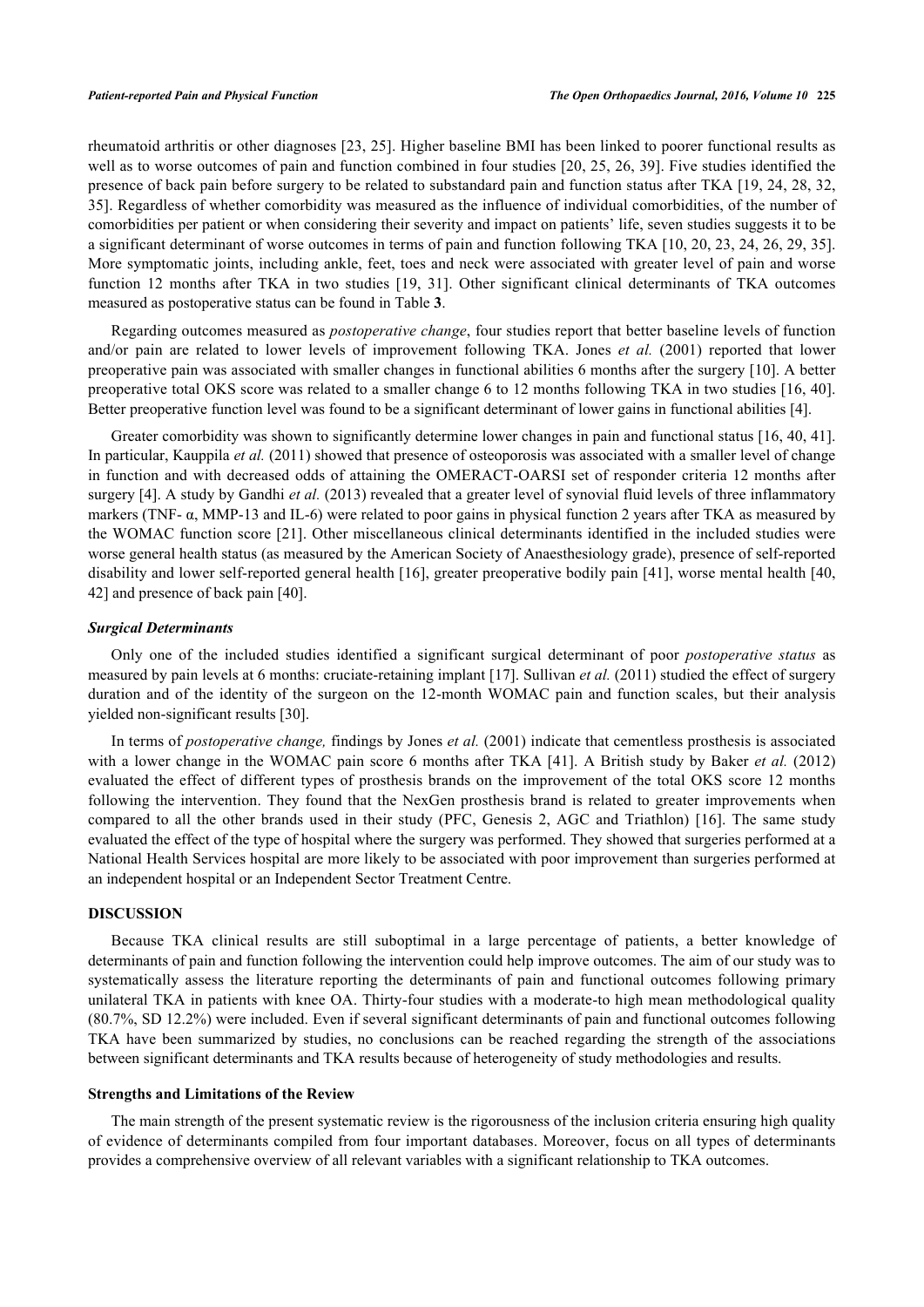rheumatoid arthritis or other diagnoses [23, 25]. Higher baseline BMI has been linked to poorer functional results as well as to worse outcomes of pain and function combined in four studies [20, 25, 26, 39]. Five studies identified the presence of back pain before surgery to be related to substandard pain and function status after TKA [19, 24, 28, 32, 35]. Regardless of whether comorbidity was measured as the influence of individual comorbidities, of the number of comorbidities per patient or when considering their severity and impact on patients' life, seven studies suggests it to be a significant determinant of worse outcomes in terms of pain and function following TKA [10, 20, 23, 24, 26, 29, 35]. More symptomatic joints, including ankle, feet, toes and neck were associated with greater level of pain and worse function 12 months after TKA in two studies [19, 31]. Other significant clinical determinants of TKA outcomes measured as postoperative status can be found in Table **3**.

Regarding outcomes measured as *postoperative change*, four studies report that better baseline levels of function and/or pain are related to lower levels of improvement following TKA. Jones *et al.* (2001) reported that lower preoperative pain was associated with smaller changes in functional abilities 6 months after the surgery [10]. A better preoperative total OKS score was related to a smaller change 6 to 12 months following TKA in two studies [16, 40]. Better preoperative function level was found to be a significant determinant of lower gains in functional abilities [4].

Greater comorbidity was shown to significantly determine lower changes in pain and functional status [16, 40, 41]. In particular, Kauppila *et al.* (2011) showed that presence of osteoporosis was associated with a smaller level of change in function and with decreased odds of attaining the OMERACT-OARSI set of responder criteria 12 months after surgery [4]. A study by Gandhi *et al.* (2013) revealed that a greater level of synovial fluid levels of three inflammatory markers (TNF- α, MMP-13 and IL-6) were related to poor gains in physical function 2 years after TKA as measured by the WOMAC function score [21]. Other miscellaneous clinical determinants identified in the included studies were worse general health status (as measured by the American Society of Anaesthesiology grade), presence of self-reported disability and lower self-reported general health [16], greater preoperative bodily pain [41], worse mental health [40, 42] and presence of back pain [40].

### *Surgical Determinants*

Only one of the included studies identified a significant surgical determinant of poor *postoperative status* as measured by pain levels at 6 months: cruciate-retaining implant [17]. Sullivan *et al.* (2011) studied the effect of surgery duration and of the identity of the surgeon on the 12-month WOMAC pain and function scales, but their analysis yielded non-significant results [30].

In terms of *postoperative change,* findings by Jones *et al.* (2001) indicate that cementless prosthesis is associated with a lower change in the WOMAC pain score 6 months after TKA [41]. A British study by Baker *et al.* (2012) evaluated the effect of different types of prosthesis brands on the improvement of the total OKS score 12 months following the intervention. They found that the NexGen prosthesis brand is related to greater improvements when compared to all the other brands used in their study (PFC, Genesis 2, AGC and Triathlon) [16]. The same study evaluated the effect of the type of hospital where the surgery was performed. They showed that surgeries performed at a National Health Services hospital are more likely to be associated with poor improvement than surgeries performed at an independent hospital or an Independent Sector Treatment Centre.

## DISCUSSION

Because TKA clinical results are still suboptimal in a large percentage of patients, a better knowledge of determinants of pain and function following the intervention could help improve outcomes. The aim of our study was to systematically assess the literature reporting the determinants of pain and functional outcomes following primary unilateral TKA in patients with knee OA. Thirty-four studies with a moderate-to high mean methodological quality (80.7%, SD 12.2%) were included. Even if several significant determinants of pain and functional outcomes following TKA have been summarized by studies, no conclusions can be reached regarding the strength of the associations between significant determinants and TKA results because of heterogeneity of study methodologies and results.

### Strengths and Limitations of the Review

The main strength of the present systematic review is the rigorousness of the inclusion criteria ensuring high quality of evidence of determinants compiled from four important databases. Moreover, focus on all types of determinants provides a comprehensive overview of all relevant variables with a significant relationship to TKA outcomes.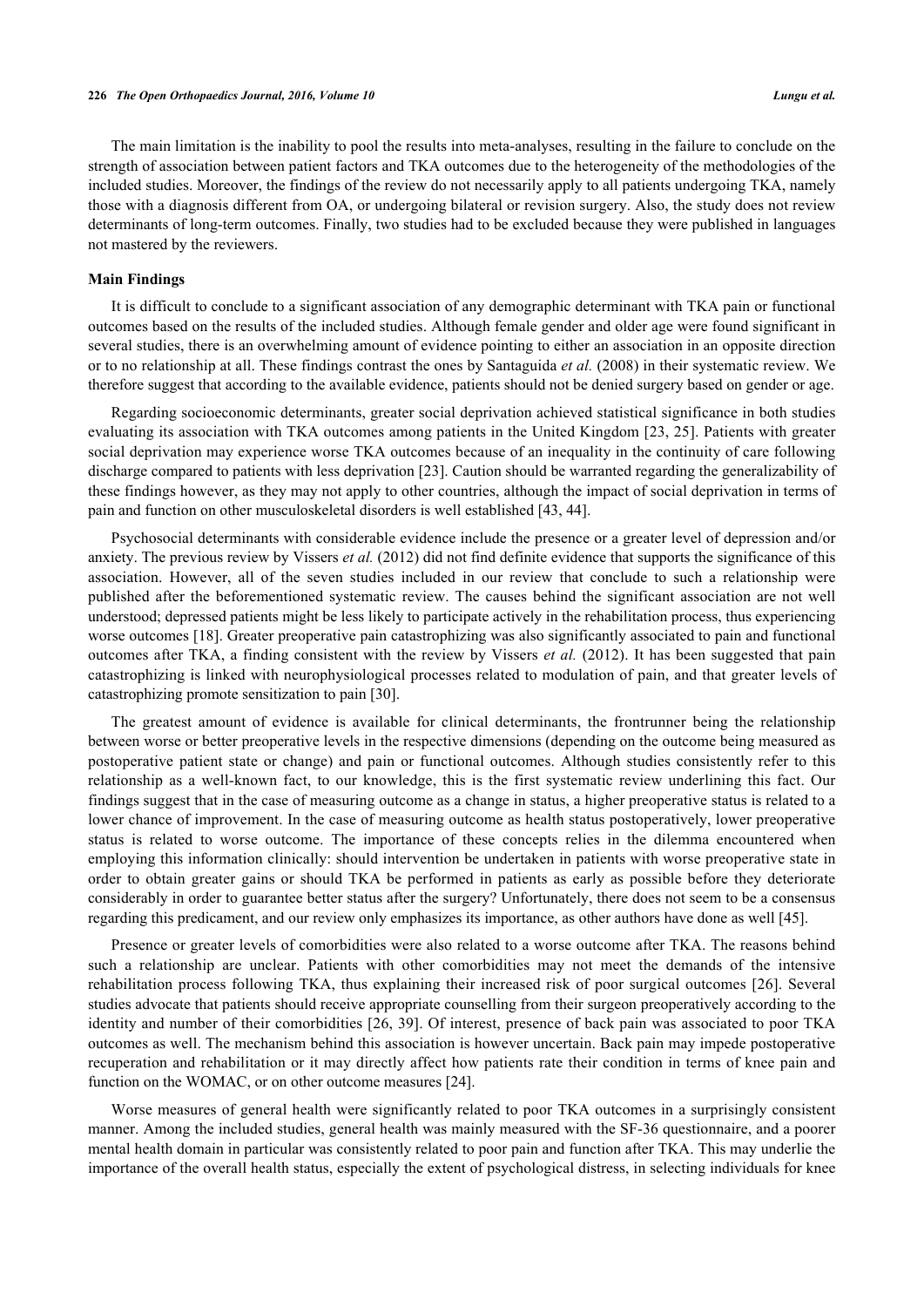The main limitation is the inability to pool the results into meta-analyses, resulting in the failure to conclude on the strength of association between patient factors and TKA outcomes due to the heterogeneity of the methodologies of the included studies. Moreover, the findings of the review do not necessarily apply to all patients undergoing TKA, namely those with a diagnosis different from OA, or undergoing bilateral or revision surgery. Also, the study does not review determinants of long-term outcomes. Finally, two studies had to be excluded because they were published in languages not mastered by the reviewers.

### Main Findings

It is difficult to conclude to a significant association of any demographic determinant with TKA pain or functional outcomes based on the results of the included studies. Although female gender and older age were found significant in several studies, there is an overwhelming amount of evidence pointing to either an association in an opposite direction or to no relationship at all. These findings contrast the ones by Santaguida *et al.* (2008) in their systematic review. We therefore suggest that according to the available evidence, patients should not be denied surgery based on gender or age.

Regarding socioeconomic determinants, greater social deprivation achieved statistical significance in both studies evaluating its association with TKA outcomes among patients in the United Kingdom [23, 25]. Patients with greater social deprivation may experience worse TKA outcomes because of an inequality in the continuity of care following discharge compared to patients with less deprivation [23]. Caution should be warranted regarding the generalizability of these findings however, as they may not apply to other countries, although the impact of social deprivation in terms of pain and function on other musculoskeletal disorders is well established [43, 44].

Psychosocial determinants with considerable evidence include the presence or a greater level of depression and/or anxiety. The previous review by Vissers *et al.* (2012) did not find definite evidence that supports the significance of this association. However, all of the seven studies included in our review that conclude to such a relationship were published after the beforementioned systematic review. The causes behind the significant association are not well understood; depressed patients might be less likely to participate actively in the rehabilitation process, thus experiencing worse outcomes [18]. Greater preoperative pain catastrophizing was also significantly associated to pain and functional outcomes after TKA, a finding consistent with the review by Vissers *et al.* (2012). It has been suggested that pain catastrophizing is linked with neurophysiological processes related to modulation of pain, and that greater levels of catastrophizing promote sensitization to pain [30].

The greatest amount of evidence is available for clinical determinants, the frontrunner being the relationship between worse or better preoperative levels in the respective dimensions (depending on the outcome being measured as postoperative patient state or change) and pain or functional outcomes. Although studies consistently refer to this relationship as a well-known fact, to our knowledge, this is the first systematic review underlining this fact. Our findings suggest that in the case of measuring outcome as a change in status, a higher preoperative status is related to a lower chance of improvement. In the case of measuring outcome as health status postoperatively, lower preoperative status is related to worse outcome. The importance of these concepts relies in the dilemma encountered when employing this information clinically: should intervention be undertaken in patients with worse preoperative state in order to obtain greater gains or should TKA be performed in patients as early as possible before they deteriorate considerably in order to guarantee better status after the surgery? Unfortunately, there does not seem to be a consensus regarding this predicament, and our review only emphasizes its importance, as other authors have done as well [45].

Presence or greater levels of comorbidities were also related to a worse outcome after TKA. The reasons behind such a relationship are unclear. Patients with other comorbidities may not meet the demands of the intensive rehabilitation process following TKA, thus explaining their increased risk of poor surgical outcomes [26]. Several studies advocate that patients should receive appropriate counselling from their surgeon preoperatively according to the identity and number of their comorbidities [26, 39]. Of interest, presence of back pain was associated to poor TKA outcomes as well. The mechanism behind this association is however uncertain. Back pain may impede postoperative recuperation and rehabilitation or it may directly affect how patients rate their condition in terms of knee pain and function on the WOMAC, or on other outcome measures [24].

Worse measures of general health were significantly related to poor TKA outcomes in a surprisingly consistent manner. Among the included studies, general health was mainly measured with the SF-36 questionnaire, and a poorer mental health domain in particular was consistently related to poor pain and function after TKA. This may underlie the importance of the overall health status, especially the extent of psychological distress, in selecting individuals for knee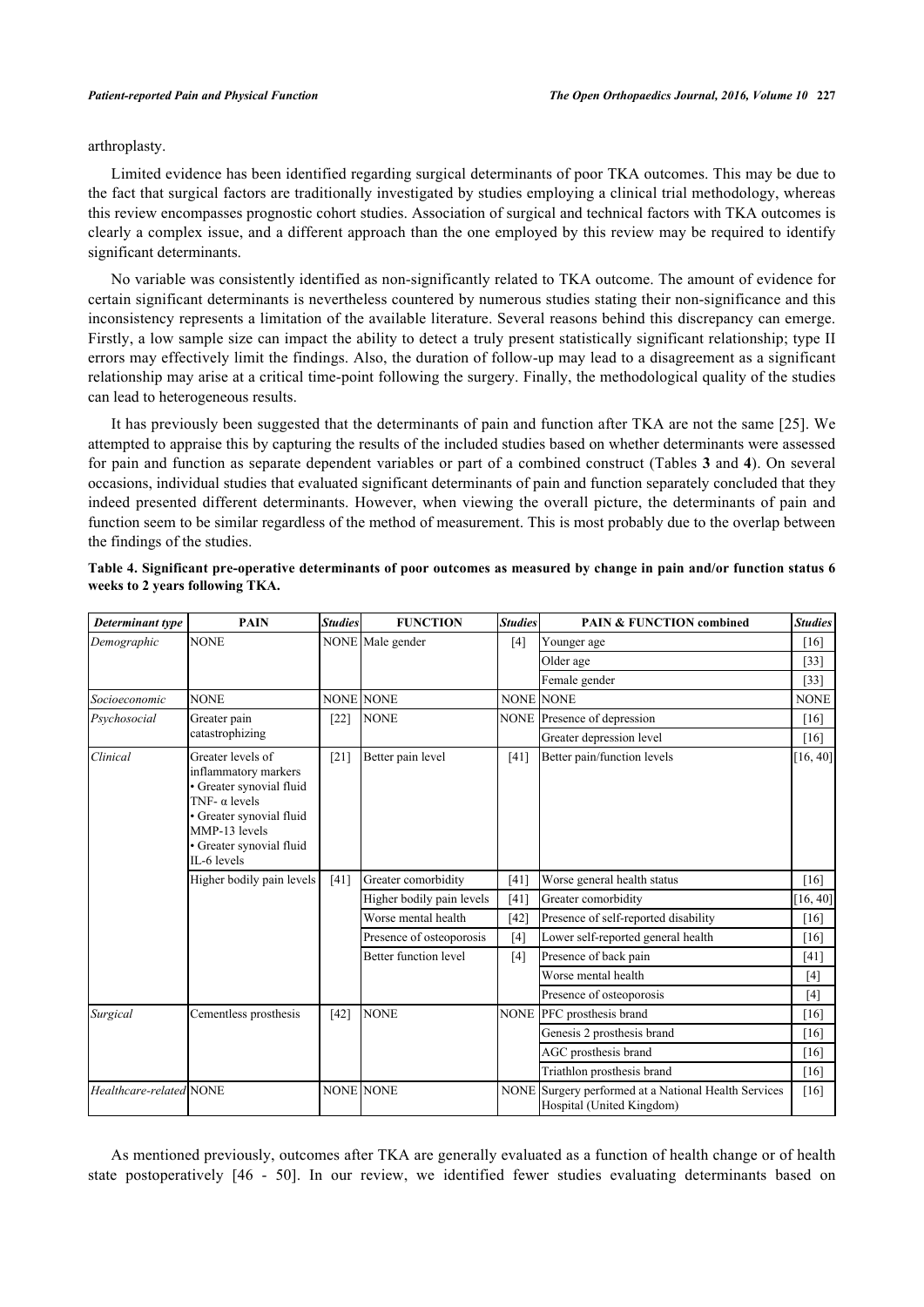arthroplasty.

Limited evidence has been identified regarding surgical determinants of poor TKA outcomes. This may be due to the fact that surgical factors are traditionally investigated by studies employing a clinical trial methodology, whereas this review encompasses prognostic cohort studies. Association of surgical and technical factors with TKA outcomes is clearly a complex issue, and a different approach than the one employed by this review may be required to identify significant determinants.

No variable was consistently identified as non-significantly related to TKA outcome. The amount of evidence for certain significant determinants is nevertheless countered by numerous studies stating their non-significance and this inconsistency represents a limitation of the available literature. Several reasons behind this discrepancy can emerge. Firstly, a low sample size can impact the ability to detect a truly present statistically significant relationship; type II errors may effectively limit the findings. Also, the duration of follow-up may lead to a disagreement as a significant relationship may arise at a critical time-point following the surgery. Finally, the methodological quality of the studies can lead to heterogeneous results.

It has previously been suggested that the determinants of pain and function after TKA are not the same [25]. We attempted to appraise this by capturing the results of the included studies based on whether determinants were assessed for pain and function as separate dependent variables or part of a combined construct (Tables **3** and **4**). On several occasions, individual studies that evaluated significant determinants of pain and function separately concluded that they indeed presented different determinants. However, when viewing the overall picture, the determinants of pain and function seem to be similar regardless of the method of measurement. This is most probably due to the overlap between the findings of the studies.

**Table 4. Significant pre-operative determinants of poor outcomes as measured by change in pain and/or function status 6 weeks to 2 years following TKA.**

| *Determinant type* | PAIN | *Studies* | FUNCTION | *Studies* | PAIN & FUNCTION combined | *Studies* |
|---|---|---|---|---|---|---|
| *Demographic* | NONE | NONE | Male gender | [4] | Younger age | [16] |
| | | | | | Older age | [33] |
| | | | | | Female gender | [33] |
| *Socioeconomic* | NONE | NONE | NONE | NONE | NONE | NONE |
| *Psychosocial* | Greater pain catastrophizing | [22] | NONE | NONE | Presence of depression | [16] |
| | | | | | Greater depression level | [16] |
| *Clinical* | Greater levels of inflammatory markers • Greater synovial fluid TNF- α levels • Greater synovial fluid MMP-13 levels • Greater synovial fluid IL-6 levels | [21] | Better pain level | [41] | Better pain/function levels | [16, 40] |
| | Higher bodily pain levels | [41] | Greater comorbidity | [41] | Worse general health status | [16] |
| | | | Higher bodily pain levels | [41] | Greater comorbidity | [16, 40] |
| | | | Worse mental health | [42] | Presence of self-reported disability | [16] |
| | | | Presence of osteoporosis | [4] | Lower self-reported general health | [16] |
| | | | Better function level | [4] | Presence of back pain | [41] |
| | | | | | Worse mental health | [4] |
| | | | | | Presence of osteoporosis | [4] |
| *Surgical* | Cementless prosthesis | [42] | NONE | NONE | PFC prosthesis brand | [16] |
| | | | | | Genesis 2 prosthesis brand | [16] |
| | | | | | AGC prosthesis brand | [16] |
| | | | | | Triathlon prosthesis brand | [16] |
| *Healthcare-related* | NONE | NONE | NONE | NONE | Surgery performed at a National Health Services Hospital (United Kingdom) | [16] |

As mentioned previously, outcomes after TKA are generally evaluated as a function of health change or of health state postoperatively [46 - 50]. In our review, we identified fewer studies evaluating determinants based on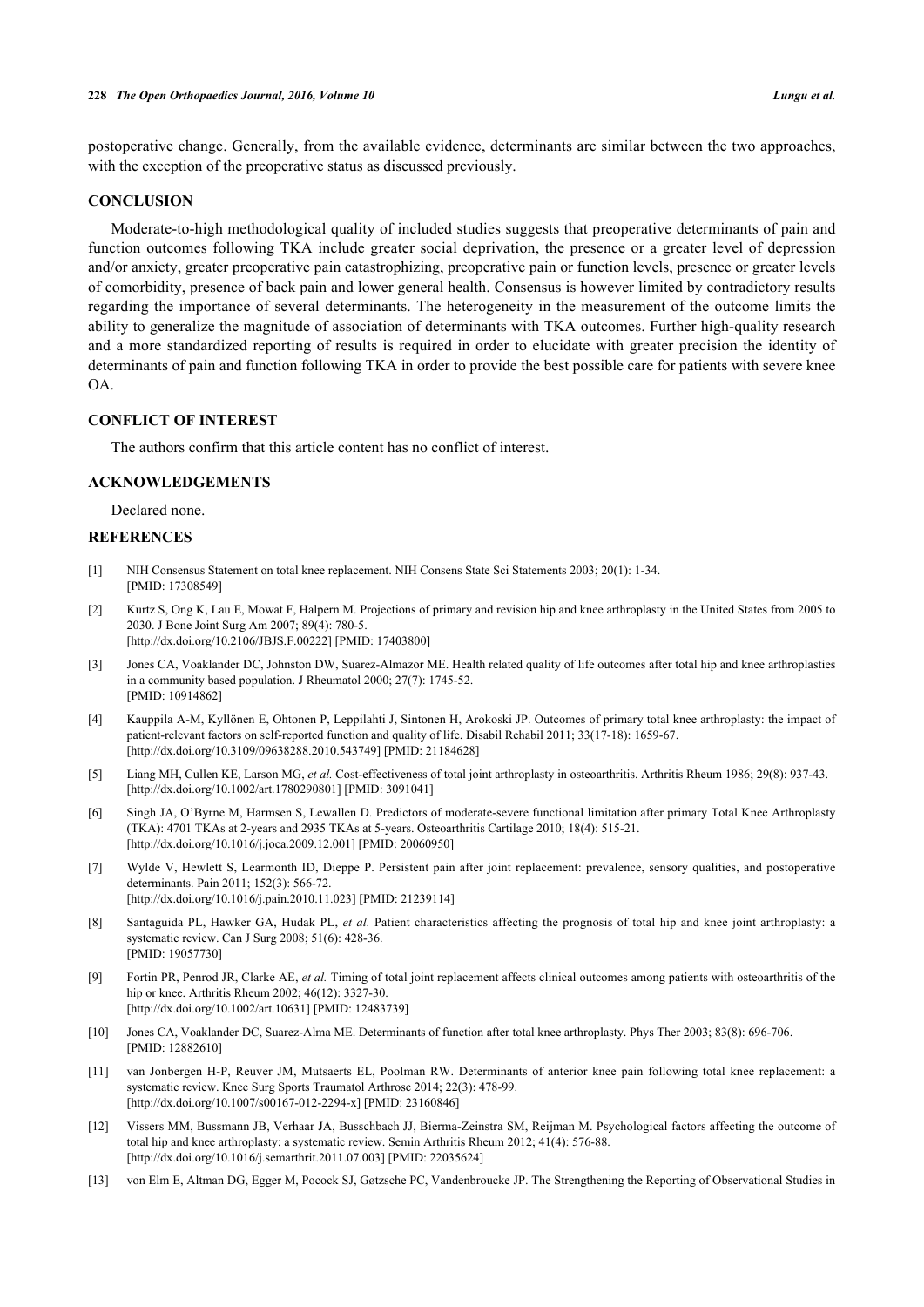postoperative change. Generally, from the available evidence, determinants are similar between the two approaches, with the exception of the preoperative status as discussed previously.

## CONCLUSION

Moderate-to-high methodological quality of included studies suggests that preoperative determinants of pain and function outcomes following TKA include greater social deprivation, the presence or a greater level of depression and/or anxiety, greater preoperative pain catastrophizing, preoperative pain or function levels, presence or greater levels of comorbidity, presence of back pain and lower general health. Consensus is however limited by contradictory results regarding the importance of several determinants. The heterogeneity in the measurement of the outcome limits the ability to generalize the magnitude of association of determinants with TKA outcomes. Further high-quality research and a more standardized reporting of results is required in order to elucidate with greater precision the identity of determinants of pain and function following TKA in order to provide the best possible care for patients with severe knee OA.

## CONFLICT OF INTEREST

The authors confirm that this article content has no conflict of interest.

## ACKNOWLEDGEMENTS

Declared none.

## REFERENCES

[1] NIH Consensus Statement on total knee replacement. NIH Consens State Sci Statements 2003; 20(1): 1-34. [PMID: 17308549]

[2] Kurtz S, Ong K, Lau E, Mowat F, Halpern M. Projections of primary and revision hip and knee arthroplasty in the United States from 2005 to 2030. J Bone Joint Surg Am 2007; 89(4): 780-5. [http://dx.doi.org/10.2106/JBJS.F.00222] [PMID: 17403800]

[3] Jones CA, Voaklander DC, Johnston DW, Suarez-Almazor ME. Health related quality of life outcomes after total hip and knee arthroplasties in a community based population. J Rheumatol 2000; 27(7): 1745-52. [PMID: 10914862]

[4] Kauppila A-M, Kyllönen E, Ohtonen P, Leppilahti J, Sintonen H, Arokoski JP. Outcomes of primary total knee arthroplasty: the impact of patient-relevant factors on self-reported function and quality of life. Disabil Rehabil 2011; 33(17-18): 1659-67. [http://dx.doi.org/10.3109/09638288.2010.543749] [PMID: 21184628]

[5] Liang MH, Cullen KE, Larson MG, *et al.* Cost-effectiveness of total joint arthroplasty in osteoarthritis. Arthritis Rheum 1986; 29(8): 937-43. [http://dx.doi.org/10.1002/art.1780290801] [PMID: 3091041]

[6] Singh JA, O'Byrne M, Harmsen S, Lewallen D. Predictors of moderate-severe functional limitation after primary Total Knee Arthroplasty (TKA): 4701 TKAs at 2-years and 2935 TKAs at 5-years. Osteoarthritis Cartilage 2010; 18(4): 515-21. [http://dx.doi.org/10.1016/j.joca.2009.12.001] [PMID: 20060950]

[7] Wylde V, Hewlett S, Learmonth ID, Dieppe P. Persistent pain after joint replacement: prevalence, sensory qualities, and postoperative determinants. Pain 2011; 152(3): 566-72. [http://dx.doi.org/10.1016/j.pain.2010.11.023] [PMID: 21239114]

[8] Santaguida PL, Hawker GA, Hudak PL, *et al.* Patient characteristics affecting the prognosis of total hip and knee joint arthroplasty: a systematic review. Can J Surg 2008; 51(6): 428-36. [PMID: 19057730]

[9] Fortin PR, Penrod JR, Clarke AE, *et al.* Timing of total joint replacement affects clinical outcomes among patients with osteoarthritis of the hip or knee. Arthritis Rheum 2002; 46(12): 3327-30. [http://dx.doi.org/10.1002/art.10631] [PMID: 12483739]

[10] Jones CA, Voaklander DC, Suarez-Alma ME. Determinants of function after total knee arthroplasty. Phys Ther 2003; 83(8): 696-706. [PMID: 12882610]

[11] van Jonbergen H-P, Reuver JM, Mutsaerts EL, Poolman RW. Determinants of anterior knee pain following total knee replacement: a systematic review. Knee Surg Sports Traumatol Arthrosc 2014; 22(3): 478-99. [http://dx.doi.org/10.1007/s00167-012-2294-x] [PMID: 23160846]

[12] Vissers MM, Bussmann JB, Verhaar JA, Busschbach JJ, Bierma-Zeinstra SM, Reijman M. Psychological factors affecting the outcome of total hip and knee arthroplasty: a systematic review. Semin Arthritis Rheum 2012; 41(4): 576-88. [http://dx.doi.org/10.1016/j.semarthrit.2011.07.003] [PMID: 22035624]

[13] von Elm E, Altman DG, Egger M, Pocock SJ, Gøtzsche PC, Vandenbroucke JP. The Strengthening the Reporting of Observational Studies in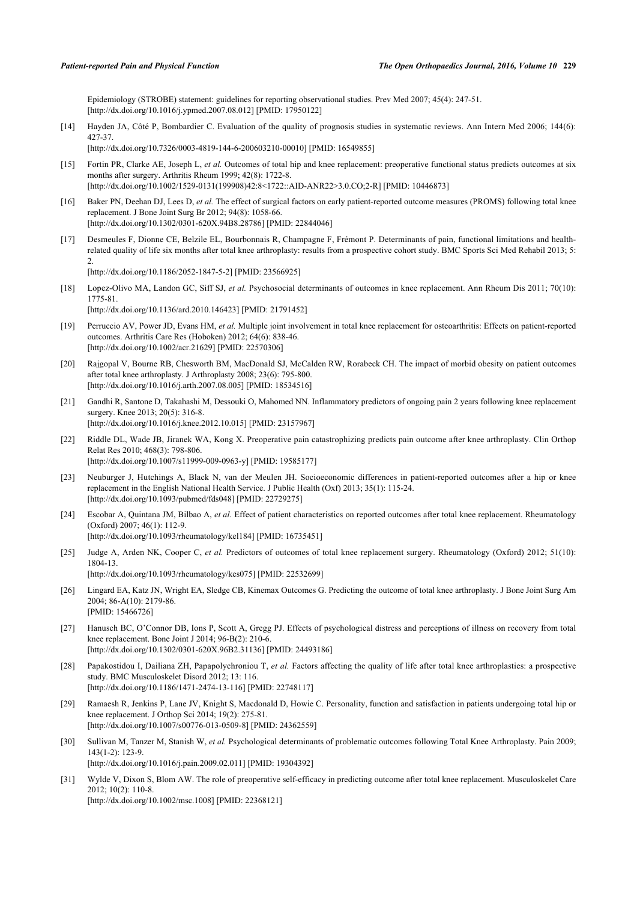Epidemiology (STROBE) statement: guidelines for reporting observational studies. Prev Med 2007; 45(4): 247-51. [http://dx.doi.org/10.1016/j.ypmed.2007.08.012] [PMID: 17950122]

[14] Hayden JA, Côté P, Bombardier C. Evaluation of the quality of prognosis studies in systematic reviews. Ann Intern Med 2006; 144(6): 427-37.
[http://dx.doi.org/10.7326/0003-4819-144-6-200603210-00010] [PMID: 16549855]

[15] Fortin PR, Clarke AE, Joseph L, *et al.* Outcomes of total hip and knee replacement: preoperative functional status predicts outcomes at six months after surgery. Arthritis Rheum 1999; 42(8): 1722-8.
[http://dx.doi.org/10.1002/1529-0131(199908)42:8<1722::AID-ANR22>3.0.CO;2-R] [PMID: 10446873]

[16] Baker PN, Deehan DJ, Lees D, *et al.* The effect of surgical factors on early patient-reported outcome measures (PROMS) following total knee replacement. J Bone Joint Surg Br 2012; 94(8): 1058-66.
[http://dx.doi.org/10.1302/0301-620X.94B8.28786] [PMID: 22844046]

[17] Desmeules F, Dionne CE, Belzile EL, Bourbonnais R, Champagne F, Frémont P. Determinants of pain, functional limitations and health-related quality of life six months after total knee arthroplasty: results from a prospective cohort study. BMC Sports Sci Med Rehabil 2013; 5: 2.
[http://dx.doi.org/10.1186/2052-1847-5-2] [PMID: 23566925]

[18] Lopez-Olivo MA, Landon GC, Siff SJ, *et al.* Psychosocial determinants of outcomes in knee replacement. Ann Rheum Dis 2011; 70(10): 1775-81.
[http://dx.doi.org/10.1136/ard.2010.146423] [PMID: 21791452]

[19] Perruccio AV, Power JD, Evans HM, *et al.* Multiple joint involvement in total knee replacement for osteoarthritis: Effects on patient-reported outcomes. Arthritis Care Res (Hoboken) 2012; 64(6): 838-46.
[http://dx.doi.org/10.1002/acr.21629] [PMID: 22570306]

[20] Rajgopal V, Bourne RB, Chesworth BM, MacDonald SJ, McCalden RW, Rorabeck CH. The impact of morbid obesity on patient outcomes after total knee arthroplasty. J Arthroplasty 2008; 23(6): 795-800.
[http://dx.doi.org/10.1016/j.arth.2007.08.005] [PMID: 18534516]

[21] Gandhi R, Santone D, Takahashi M, Dessouki O, Mahomed NN. Inflammatory predictors of ongoing pain 2 years following knee replacement surgery. Knee 2013; 20(5): 316-8.
[http://dx.doi.org/10.1016/j.knee.2012.10.015] [PMID: 23157967]

[22] Riddle DL, Wade JB, Jiranek WA, Kong X. Preoperative pain catastrophizing predicts pain outcome after knee arthroplasty. Clin Orthop Relat Res 2010; 468(3): 798-806.
[http://dx.doi.org/10.1007/s11999-009-0963-y] [PMID: 19585177]

[23] Neuburger J, Hutchings A, Black N, van der Meulen JH. Socioeconomic differences in patient-reported outcomes after a hip or knee replacement in the English National Health Service. J Public Health (Oxf) 2013; 35(1): 115-24.
[http://dx.doi.org/10.1093/pubmed/fds048] [PMID: 22729275]

[24] Escobar A, Quintana JM, Bilbao A, *et al.* Effect of patient characteristics on reported outcomes after total knee replacement. Rheumatology (Oxford) 2007; 46(1): 112-9.
[http://dx.doi.org/10.1093/rheumatology/kel184] [PMID: 16735451]

[25] Judge A, Arden NK, Cooper C, *et al.* Predictors of outcomes of total knee replacement surgery. Rheumatology (Oxford) 2012; 51(10): 1804-13.
[http://dx.doi.org/10.1093/rheumatology/kes075] [PMID: 22532699]

[26] Lingard EA, Katz JN, Wright EA, Sledge CB, Kinemax Outcomes G. Predicting the outcome of total knee arthroplasty. J Bone Joint Surg Am 2004; 86-A(10): 2179-86.
[PMID: 15466726]

[27] Hanusch BC, O'Connor DB, Ions P, Scott A, Gregg PJ. Effects of psychological distress and perceptions of illness on recovery from total knee replacement. Bone Joint J 2014; 96-B(2): 210-6.
[http://dx.doi.org/10.1302/0301-620X.96B2.31136] [PMID: 24493186]

[28] Papakostidou I, Dailiana ZH, Papapolychroniou T, *et al.* Factors affecting the quality of life after total knee arthroplasties: a prospective study. BMC Musculoskelet Disord 2012; 13: 116.
[http://dx.doi.org/10.1186/1471-2474-13-116] [PMID: 22748117]

[29] Ramaesh R, Jenkins P, Lane JV, Knight S, Macdonald D, Howie C. Personality, function and satisfaction in patients undergoing total hip or knee replacement. J Orthop Sci 2014; 19(2): 275-81.
[http://dx.doi.org/10.1007/s00776-013-0509-8] [PMID: 24362559]

[30] Sullivan M, Tanzer M, Stanish W, *et al.* Psychological determinants of problematic outcomes following Total Knee Arthroplasty. Pain 2009; 143(1-2): 123-9.
[http://dx.doi.org/10.1016/j.pain.2009.02.011] [PMID: 19304392]

[31] Wylde V, Dixon S, Blom AW. The role of preoperative self-efficacy in predicting outcome after total knee replacement. Musculoskelet Care 2012; 10(2): 110-8.
[http://dx.doi.org/10.1002/msc.1008] [PMID: 22368121]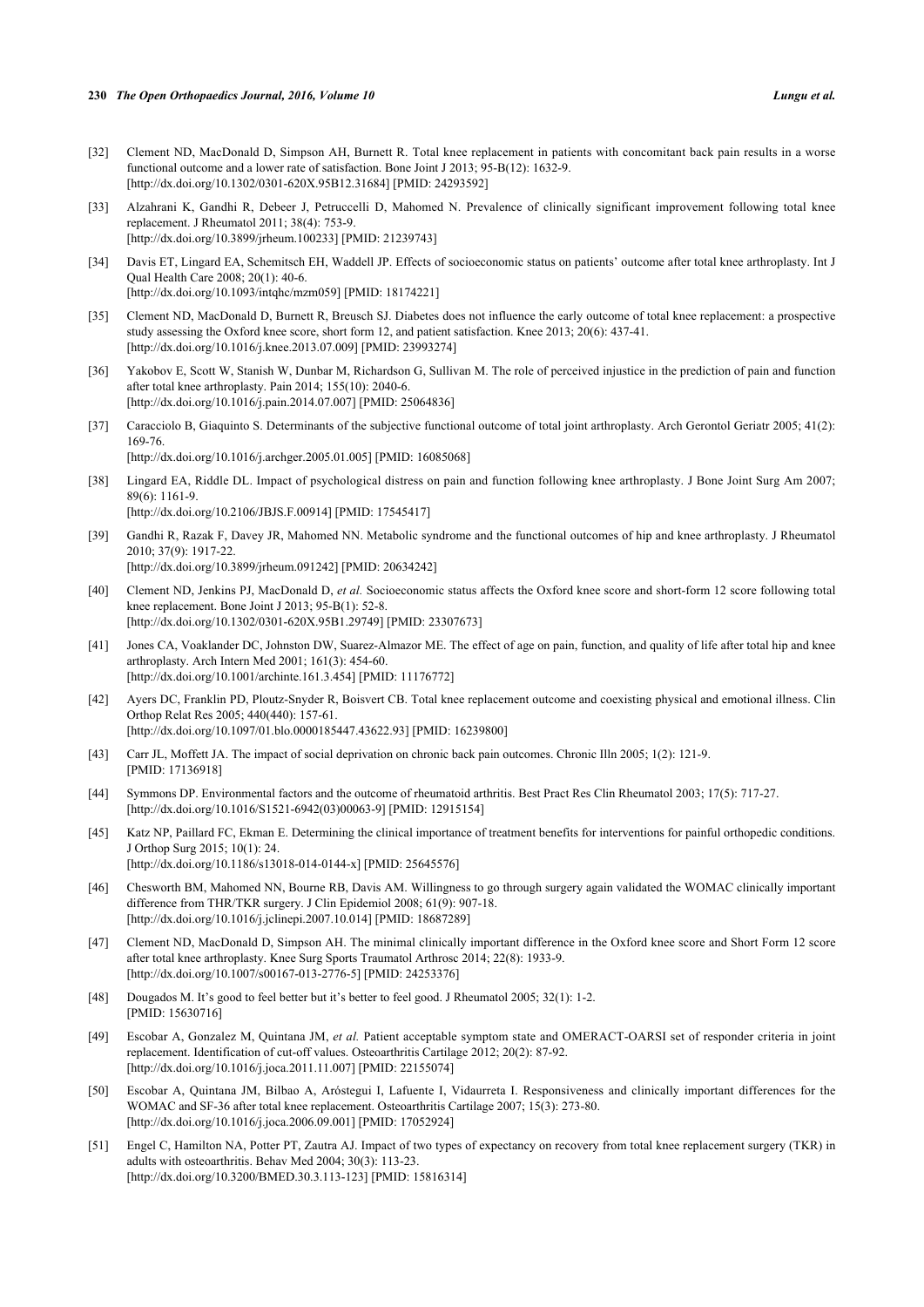[32] Clement ND, MacDonald D, Simpson AH, Burnett R. Total knee replacement in patients with concomitant back pain results in a worse functional outcome and a lower rate of satisfaction. Bone Joint J 2013; 95-B(12): 1632-9.
[http://dx.doi.org/10.1302/0301-620X.95B12.31684] [PMID: 24293592]

[33] Alzahrani K, Gandhi R, Debeer J, Petruccelli D, Mahomed N. Prevalence of clinically significant improvement following total knee replacement. J Rheumatol 2011; 38(4): 753-9.
[http://dx.doi.org/10.3899/jrheum.100233] [PMID: 21239743]

[34] Davis ET, Lingard EA, Schemitsch EH, Waddell JP. Effects of socioeconomic status on patients' outcome after total knee arthroplasty. Int J Qual Health Care 2008; 20(1): 40-6.
[http://dx.doi.org/10.1093/intqhc/mzm059] [PMID: 18174221]

[35] Clement ND, MacDonald D, Burnett R, Breusch SJ. Diabetes does not influence the early outcome of total knee replacement: a prospective study assessing the Oxford knee score, short form 12, and patient satisfaction. Knee 2013; 20(6): 437-41.
[http://dx.doi.org/10.1016/j.knee.2013.07.009] [PMID: 23993274]

[36] Yakobov E, Scott W, Stanish W, Dunbar M, Richardson G, Sullivan M. The role of perceived injustice in the prediction of pain and function after total knee arthroplasty. Pain 2014; 155(10): 2040-6.
[http://dx.doi.org/10.1016/j.pain.2014.07.007] [PMID: 25064836]

[37] Caracciolo B, Giaquinto S. Determinants of the subjective functional outcome of total joint arthroplasty. Arch Gerontol Geriatr 2005; 41(2): 169-76.
[http://dx.doi.org/10.1016/j.archger.2005.01.005] [PMID: 16085068]

[38] Lingard EA, Riddle DL. Impact of psychological distress on pain and function following knee arthroplasty. J Bone Joint Surg Am 2007; 89(6): 1161-9.
[http://dx.doi.org/10.2106/JBJS.F.00914] [PMID: 17545417]

[39] Gandhi R, Razak F, Davey JR, Mahomed NN. Metabolic syndrome and the functional outcomes of hip and knee arthroplasty. J Rheumatol 2010; 37(9): 1917-22.
[http://dx.doi.org/10.3899/jrheum.091242] [PMID: 20634242]

[40] Clement ND, Jenkins PJ, MacDonald D, *et al.* Socioeconomic status affects the Oxford knee score and short-form 12 score following total knee replacement. Bone Joint J 2013; 95-B(1): 52-8.
[http://dx.doi.org/10.1302/0301-620X.95B1.29749] [PMID: 23307673]

[41] Jones CA, Voaklander DC, Johnston DW, Suarez-Almazor ME. The effect of age on pain, function, and quality of life after total hip and knee arthroplasty. Arch Intern Med 2001; 161(3): 454-60.
[http://dx.doi.org/10.1001/archinte.161.3.454] [PMID: 11176772]

[42] Ayers DC, Franklin PD, Ploutz-Snyder R, Boisvert CB. Total knee replacement outcome and coexisting physical and emotional illness. Clin Orthop Relat Res 2005; 440(440): 157-61.
[http://dx.doi.org/10.1097/01.blo.0000185447.43622.93] [PMID: 16239800]

[43] Carr JL, Moffett JA. The impact of social deprivation on chronic back pain outcomes. Chronic Illn 2005; 1(2): 121-9.
[PMID: 17136918]

[44] Symmons DP. Environmental factors and the outcome of rheumatoid arthritis. Best Pract Res Clin Rheumatol 2003; 17(5): 717-27.
[http://dx.doi.org/10.1016/S1521-6942(03)00063-9] [PMID: 12915154]

[45] Katz NP, Paillard FC, Ekman E. Determining the clinical importance of treatment benefits for interventions for painful orthopedic conditions. J Orthop Surg 2015; 10(1): 24.
[http://dx.doi.org/10.1186/s13018-014-0144-x] [PMID: 25645576]

[46] Chesworth BM, Mahomed NN, Bourne RB, Davis AM. Willingness to go through surgery again validated the WOMAC clinically important difference from THR/TKR surgery. J Clin Epidemiol 2008; 61(9): 907-18.
[http://dx.doi.org/10.1016/j.jclinepi.2007.10.014] [PMID: 18687289]

[47] Clement ND, MacDonald D, Simpson AH. The minimal clinically important difference in the Oxford knee score and Short Form 12 score after total knee arthroplasty. Knee Surg Sports Traumatol Arthrosc 2014; 22(8): 1933-9.
[http://dx.doi.org/10.1007/s00167-013-2776-5] [PMID: 24253376]

[48] Dougados M. It's good to feel better but it's better to feel good. J Rheumatol 2005; 32(1): 1-2.
[PMID: 15630716]

[49] Escobar A, Gonzalez M, Quintana JM, *et al.* Patient acceptable symptom state and OMERACT-OARSI set of responder criteria in joint replacement. Identification of cut-off values. Osteoarthritis Cartilage 2012; 20(2): 87-92.
[http://dx.doi.org/10.1016/j.joca.2011.11.007] [PMID: 22155074]

[50] Escobar A, Quintana JM, Bilbao A, Aróstegui I, Lafuente I, Vidaurreta I. Responsiveness and clinically important differences for the WOMAC and SF-36 after total knee replacement. Osteoarthritis Cartilage 2007; 15(3): 273-80.
[http://dx.doi.org/10.1016/j.joca.2006.09.001] [PMID: 17052924]

[51] Engel C, Hamilton NA, Potter PT, Zautra AJ. Impact of two types of expectancy on recovery from total knee replacement surgery (TKR) in adults with osteoarthritis. Behav Med 2004; 30(3): 113-23.
[http://dx.doi.org/10.3200/BMED.30.3.113-123] [PMID: 15816314]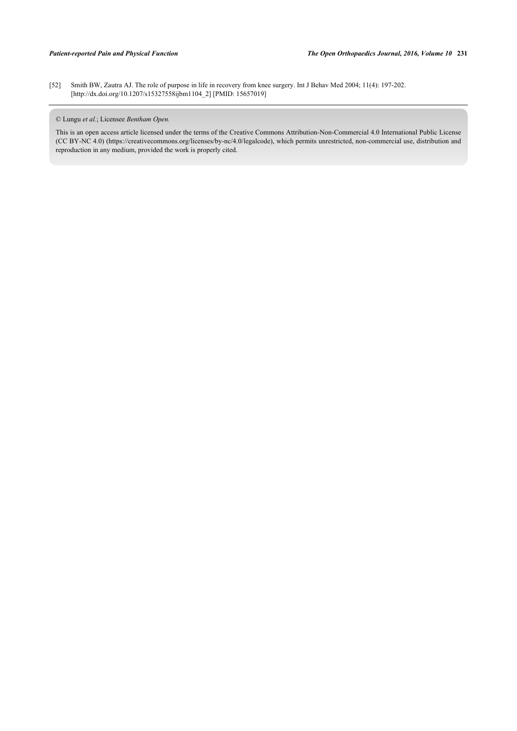[52] Smith BW, Zautra AJ. The role of purpose in life in recovery from knee surgery. Int J Behav Med 2004; 11(4): 197-202. [http://dx.doi.org/10.1207/s15327558ijbm1104_2] [PMID: 15657019]

---

© Lungu *et al.*; Licensee *Bentham Open.*

This is an open access article licensed under the terms of the Creative Commons Attribution-Non-Commercial 4.0 International Public License (CC BY-NC 4.0) (https://creativecommons.org/licenses/by-nc/4.0/legalcode), which permits unrestricted, non-commercial use, distribution and reproduction in any medium, provided the work is properly cited.